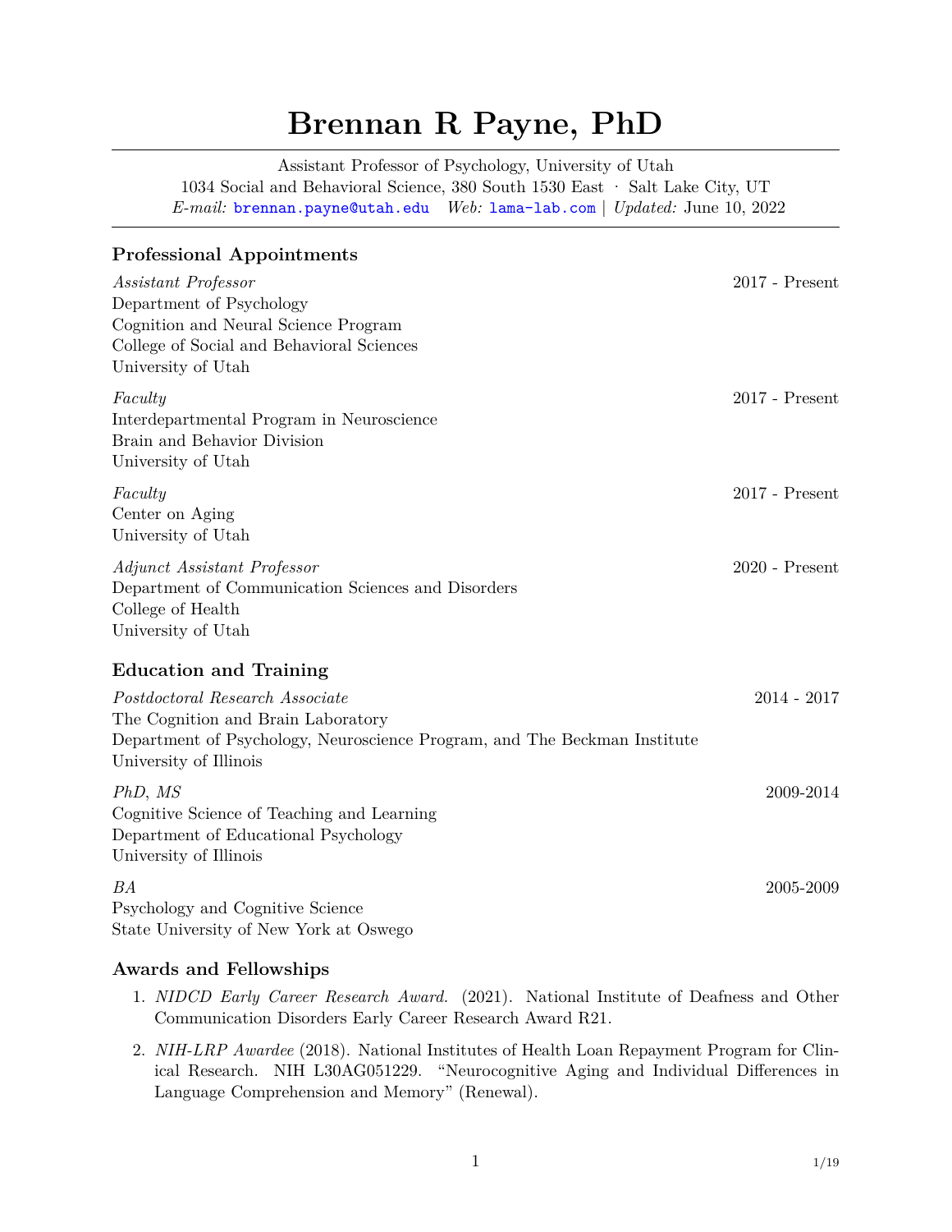# Brennan R Payne, PhD

Assistant Professor of Psychology, University of Utah
1034 Social and Behavioral Science, 380 South 1530 East · Salt Lake City, UT
*E-mail:* brennan.payne@utah.edu *Web:* lama-lab.com | *Updated:* June 10, 2022

## Professional Appointments

*Assistant Professor* — 2017 - Present
Department of Psychology
Cognition and Neural Science Program
College of Social and Behavioral Sciences
University of Utah

*Faculty* — 2017 - Present
Interdepartmental Program in Neuroscience
Brain and Behavior Division
University of Utah

*Faculty* — 2017 - Present
Center on Aging
University of Utah

*Adjunct Assistant Professor* — 2020 - Present
Department of Communication Sciences and Disorders
College of Health
University of Utah

## Education and Training

*Postdoctoral Research Associate* — 2014 - 2017
The Cognition and Brain Laboratory
Department of Psychology, Neuroscience Program, and The Beckman Institute
University of Illinois

*PhD, MS* — 2009-2014
Cognitive Science of Teaching and Learning
Department of Educational Psychology
University of Illinois

*BA* — 2005-2009
Psychology and Cognitive Science
State University of New York at Oswego

## Awards and Fellowships

1. *NIDCD Early Career Research Award.* (2021). National Institute of Deafness and Other Communication Disorders Early Career Research Award R21.
2. *NIH-LRP Awardee* (2018). National Institutes of Health Loan Repayment Program for Clinical Research. NIH L30AG051229. "Neurocognitive Aging and Individual Differences in Language Comprehension and Memory" (Renewal).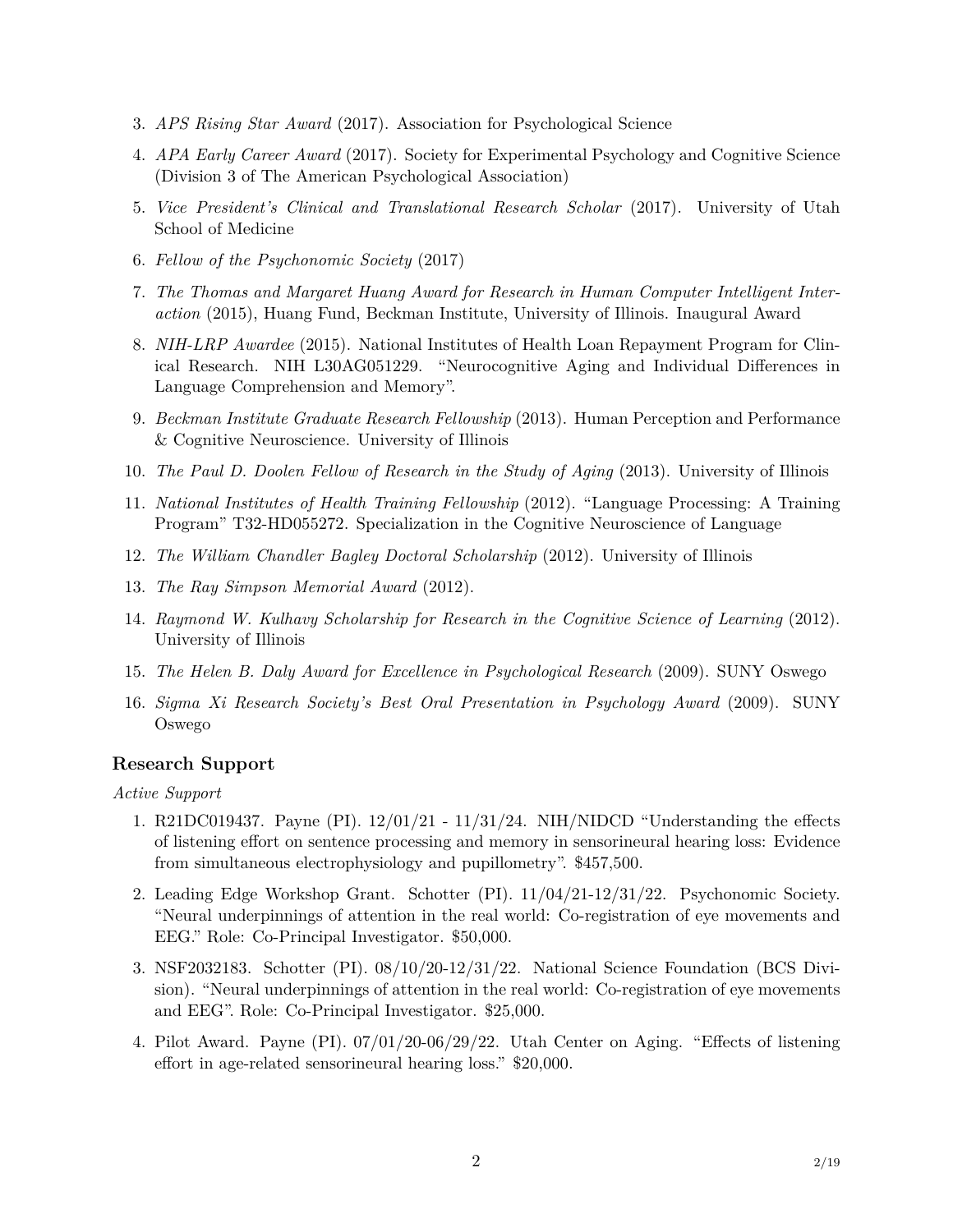3. *APS Rising Star Award* (2017). Association for Psychological Science

4. *APA Early Career Award* (2017). Society for Experimental Psychology and Cognitive Science (Division 3 of The American Psychological Association)

5. *Vice President's Clinical and Translational Research Scholar* (2017). University of Utah School of Medicine

6. *Fellow of the Psychonomic Society* (2017)

7. *The Thomas and Margaret Huang Award for Research in Human Computer Intelligent Interaction* (2015), Huang Fund, Beckman Institute, University of Illinois. Inaugural Award

8. *NIH-LRP Awardee* (2015). National Institutes of Health Loan Repayment Program for Clinical Research. NIH L30AG051229. "Neurocognitive Aging and Individual Differences in Language Comprehension and Memory".

9. *Beckman Institute Graduate Research Fellowship* (2013). Human Perception and Performance & Cognitive Neuroscience. University of Illinois

10. *The Paul D. Doolen Fellow of Research in the Study of Aging* (2013). University of Illinois

11. *National Institutes of Health Training Fellowship* (2012). "Language Processing: A Training Program" T32-HD055272. Specialization in the Cognitive Neuroscience of Language

12. *The William Chandler Bagley Doctoral Scholarship* (2012). University of Illinois

13. *The Ray Simpson Memorial Award* (2012).

14. *Raymond W. Kulhavy Scholarship for Research in the Cognitive Science of Learning* (2012). University of Illinois

15. *The Helen B. Daly Award for Excellence in Psychological Research* (2009). SUNY Oswego

16. *Sigma Xi Research Society's Best Oral Presentation in Psychology Award* (2009). SUNY Oswego

## Research Support

*Active Support*

1. R21DC019437. Payne (PI). 12/01/21 - 11/31/24. NIH/NIDCD "Understanding the effects of listening effort on sentence processing and memory in sensorineural hearing loss: Evidence from simultaneous electrophysiology and pupillometry". $457,500.

2. Leading Edge Workshop Grant. Schotter (PI). 11/04/21-12/31/22. Psychonomic Society. "Neural underpinnings of attention in the real world: Co-registration of eye movements and EEG." Role: Co-Principal Investigator. $50,000.

3. NSF2032183. Schotter (PI). 08/10/20-12/31/22. National Science Foundation (BCS Division). "Neural underpinnings of attention in the real world: Co-registration of eye movements and EEG". Role: Co-Principal Investigator. $25,000.

4. Pilot Award. Payne (PI). 07/01/20-06/29/22. Utah Center on Aging. "Effects of listening effort in age-related sensorineural hearing loss." $20,000.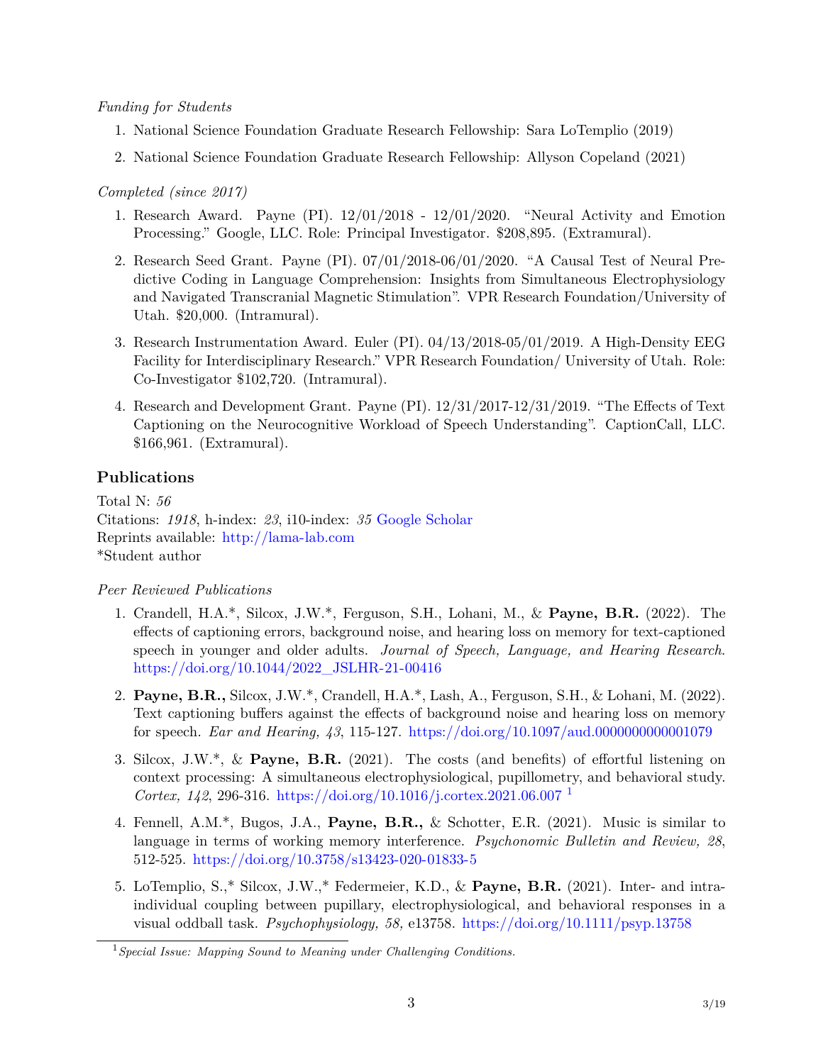*Funding for Students*

1. National Science Foundation Graduate Research Fellowship: Sara LoTemplio (2019)
2. National Science Foundation Graduate Research Fellowship: Allyson Copeland (2021)

*Completed (since 2017)*

1. Research Award. Payne (PI). 12/01/2018 - 12/01/2020. "Neural Activity and Emotion Processing." Google, LLC. Role: Principal Investigator. $208,895. (Extramural).
2. Research Seed Grant. Payne (PI). 07/01/2018-06/01/2020. "A Causal Test of Neural Predictive Coding in Language Comprehension: Insights from Simultaneous Electrophysiology and Navigated Transcranial Magnetic Stimulation". VPR Research Foundation/University of Utah. $20,000. (Intramural).
3. Research Instrumentation Award. Euler (PI). 04/13/2018-05/01/2019. A High-Density EEG Facility for Interdisciplinary Research." VPR Research Foundation/ University of Utah. Role: Co-Investigator $102,720. (Intramural).
4. Research and Development Grant. Payne (PI). 12/31/2017-12/31/2019. "The Effects of Text Captioning on the Neurocognitive Workload of Speech Understanding". CaptionCall, LLC. $166,961. (Extramural).

## Publications

Total N: *56*
Citations: *1918*, h-index: *23*, i10-index: *35* Google Scholar
Reprints available: http://lama-lab.com
*Student author

*Peer Reviewed Publications*

1. Crandell, H.A.*, Silcox, J.W.*, Ferguson, S.H., Lohani, M., & **Payne, B.R.** (2022). The effects of captioning errors, background noise, and hearing loss on memory for text-captioned speech in younger and older adults. *Journal of Speech, Language, and Hearing Research.* https://doi.org/10.1044/2022_JSLHR-21-00416
2. **Payne, B.R.,** Silcox, J.W.*, Crandell, H.A.*, Lash, A., Ferguson, S.H., & Lohani, M. (2022). Text captioning buffers against the effects of background noise and hearing loss on memory for speech. *Ear and Hearing, 43*, 115-127. https://doi.org/10.1097/aud.0000000000001079
3. Silcox, J.W.*, & **Payne, B.R.** (2021). The costs (and benefits) of effortful listening on context processing: A simultaneous electrophysiological, pupillometry, and behavioral study. *Cortex, 142*, 296-316. https://doi.org/10.1016/j.cortex.2021.06.007 [1]
4. Fennell, A.M.*, Bugos, J.A., **Payne, B.R.,** & Schotter, E.R. (2021). Music is similar to language in terms of working memory interference. *Psychonomic Bulletin and Review, 28*, 512-525. https://doi.org/10.3758/s13423-020-01833-5
5. LoTemplio, S.,* Silcox, J.W.,* Federmeier, K.D., & **Payne, B.R.** (2021). Inter- and intra-individual coupling between pupillary, electrophysiological, and behavioral responses in a visual oddball task. *Psychophysiology, 58,* e13758. https://doi.org/10.1111/psyp.13758

[1] *Special Issue: Mapping Sound to Meaning under Challenging Conditions.*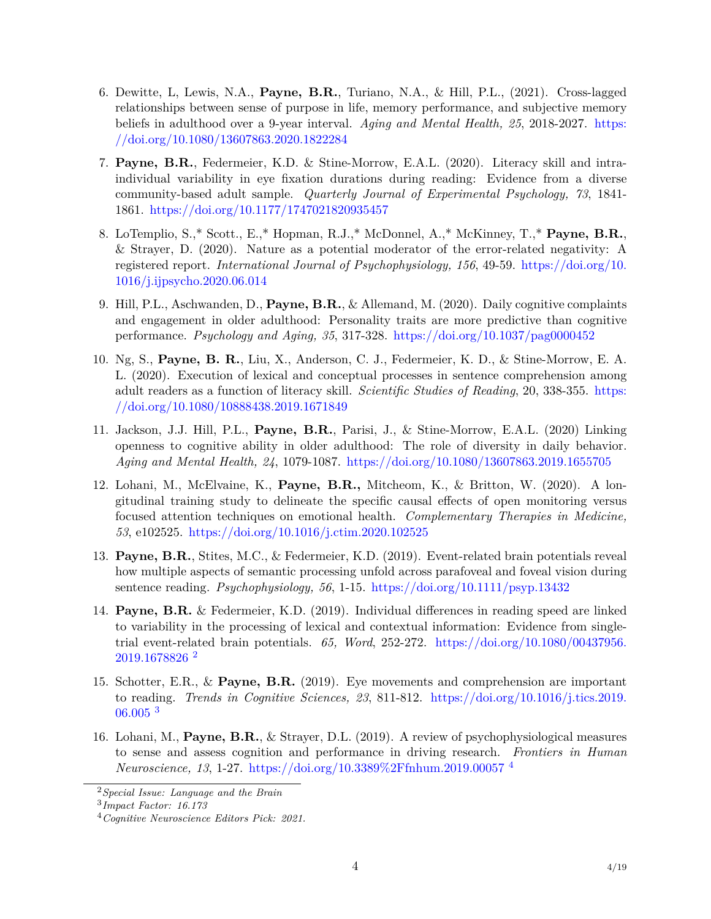6. Dewitte, L, Lewis, N.A., **Payne, B.R.**, Turiano, N.A., & Hill, P.L., (2021). Cross-lagged relationships between sense of purpose in life, memory performance, and subjective memory beliefs in adulthood over a 9-year interval. *Aging and Mental Health, 25*, 2018-2027. https://doi.org/10.1080/13607863.2020.1822284

7. **Payne, B.R.**, Federmeier, K.D. & Stine-Morrow, E.A.L. (2020). Literacy skill and intra-individual variability in eye fixation durations during reading: Evidence from a diverse community-based adult sample. *Quarterly Journal of Experimental Psychology, 73*, 1841-1861. https://doi.org/10.1177/1747021820935457

8. LoTemplio, S.,* Scott., E.,* Hopman, R.J.,* McDonnel, A.,* McKinney, T.,* **Payne, B.R.**, & Strayer, D. (2020). Nature as a potential moderator of the error-related negativity: A registered report. *International Journal of Psychophysiology, 156*, 49-59. https://doi.org/10.1016/j.ijpsycho.2020.06.014

9. Hill, P.L., Aschwanden, D., **Payne, B.R.**, & Allemand, M. (2020). Daily cognitive complaints and engagement in older adulthood: Personality traits are more predictive than cognitive performance. *Psychology and Aging, 35*, 317-328. https://doi.org/10.1037/pag0000452

10. Ng, S., **Payne, B. R.**, Liu, X., Anderson, C. J., Federmeier, K. D., & Stine-Morrow, E. A. L. (2020). Execution of lexical and conceptual processes in sentence comprehension among adult readers as a function of literacy skill. *Scientific Studies of Reading*, 20, 338-355. https://doi.org/10.1080/10888438.2019.1671849

11. Jackson, J.J. Hill, P.L., **Payne, B.R.**, Parisi, J., & Stine-Morrow, E.A.L. (2020) Linking openness to cognitive ability in older adulthood: The role of diversity in daily behavior. *Aging and Mental Health, 24*, 1079-1087. https://doi.org/10.1080/13607863.2019.1655705

12. Lohani, M., McElvaine, K., **Payne, B.R.,** Mitcheom, K., & Britton, W. (2020). A longitudinal training study to delineate the specific causal effects of open monitoring versus focused attention techniques on emotional health. *Complementary Therapies in Medicine, 53*, e102525. https://doi.org/10.1016/j.ctim.2020.102525

13. **Payne, B.R.**, Stites, M.C., & Federmeier, K.D. (2019). Event-related brain potentials reveal how multiple aspects of semantic processing unfold across parafoveal and foveal vision during sentence reading. *Psychophysiology, 56*, 1-15. https://doi.org/10.1111/psyp.13432

14. **Payne, B.R.** & Federmeier, K.D. (2019). Individual differences in reading speed are linked to variability in the processing of lexical and contextual information: Evidence from single-trial event-related brain potentials. *65, Word*, 252-272. https://doi.org/10.1080/00437956.2019.1678826 [2]

15. Schotter, E.R., & **Payne, B.R.** (2019). Eye movements and comprehension are important to reading. *Trends in Cognitive Sciences, 23*, 811-812. https://doi.org/10.1016/j.tics.2019.06.005 [3]

16. Lohani, M., **Payne, B.R.**, & Strayer, D.L. (2019). A review of psychophysiological measures to sense and assess cognition and performance in driving research. *Frontiers in Human Neuroscience, 13*, 1-27. https://doi.org/10.3389%2Ffnhum.2019.00057 [4]

---

[2] *Special Issue: Language and the Brain*

[3] *Impact Factor: 16.173*

[4] *Cognitive Neuroscience Editors Pick: 2021.*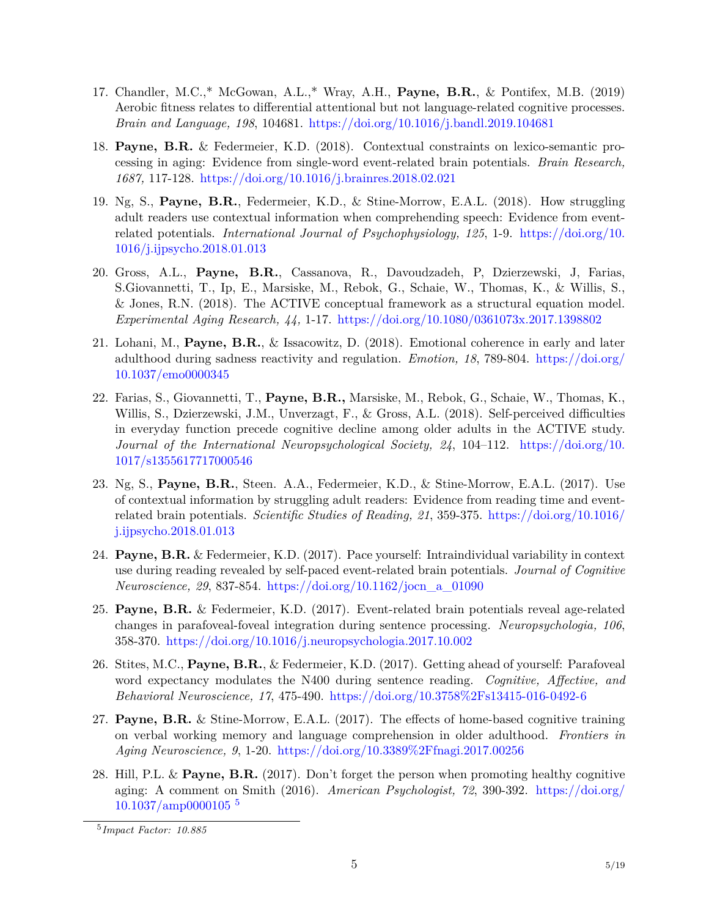17. Chandler, M.C.,* McGowan, A.L.,* Wray, A.H., **Payne, B.R.**, & Pontifex, M.B. (2019) Aerobic fitness relates to differential attentional but not language-related cognitive processes. *Brain and Language, 198*, 104681. https://doi.org/10.1016/j.bandl.2019.104681

18. **Payne, B.R.** & Federmeier, K.D. (2018). Contextual constraints on lexico-semantic processing in aging: Evidence from single-word event-related brain potentials. *Brain Research, 1687,* 117-128. https://doi.org/10.1016/j.brainres.2018.02.021

19. Ng, S., **Payne, B.R.**, Federmeier, K.D., & Stine-Morrow, E.A.L. (2018). How struggling adult readers use contextual information when comprehending speech: Evidence from event-related potentials. *International Journal of Psychophysiology, 125*, 1-9. https://doi.org/10.1016/j.ijpsycho.2018.01.013

20. Gross, A.L., **Payne, B.R.**, Cassanova, R., Davoudzadeh, P, Dzierzewski, J, Farias, S.Giovannetti, T., Ip, E., Marsiske, M., Rebok, G., Schaie, W., Thomas, K., & Willis, S., & Jones, R.N. (2018). The ACTIVE conceptual framework as a structural equation model. *Experimental Aging Research, 44,* 1-17. https://doi.org/10.1080/0361073x.2017.1398802

21. Lohani, M., **Payne, B.R.**, & Issacowitz, D. (2018). Emotional coherence in early and later adulthood during sadness reactivity and regulation. *Emotion, 18*, 789-804. https://doi.org/10.1037/emo0000345

22. Farias, S., Giovannetti, T., **Payne, B.R.,** Marsiske, M., Rebok, G., Schaie, W., Thomas, K., Willis, S., Dzierzewski, J.M., Unverzagt, F., & Gross, A.L. (2018). Self-perceived difficulties in everyday function precede cognitive decline among older adults in the ACTIVE study. *Journal of the International Neuropsychological Society, 24*, 104–112. https://doi.org/10.1017/s1355617717000546

23. Ng, S., **Payne, B.R.**, Steen. A.A., Federmeier, K.D., & Stine-Morrow, E.A.L. (2017). Use of contextual information by struggling adult readers: Evidence from reading time and event-related brain potentials. *Scientific Studies of Reading, 21*, 359-375. https://doi.org/10.1016/j.ijpsycho.2018.01.013

24. **Payne, B.R.** & Federmeier, K.D. (2017). Pace yourself: Intraindividual variability in context use during reading revealed by self-paced event-related brain potentials. *Journal of Cognitive Neuroscience, 29*, 837-854. https://doi.org/10.1162/jocn_a_01090

25. **Payne, B.R.** & Federmeier, K.D. (2017). Event-related brain potentials reveal age-related changes in parafoveal-foveal integration during sentence processing. *Neuropsychologia, 106*, 358-370. https://doi.org/10.1016/j.neuropsychologia.2017.10.002

26. Stites, M.C., **Payne, B.R.**, & Federmeier, K.D. (2017). Getting ahead of yourself: Parafoveal word expectancy modulates the N400 during sentence reading. *Cognitive, Affective, and Behavioral Neuroscience, 17*, 475-490. https://doi.org/10.3758%2Fs13415-016-0492-6

27. **Payne, B.R.** & Stine-Morrow, E.A.L. (2017). The effects of home-based cognitive training on verbal working memory and language comprehension in older adulthood. *Frontiers in Aging Neuroscience, 9*, 1-20. https://doi.org/10.3389%2Ffnagi.2017.00256

28. Hill, P.L. & **Payne, B.R.** (2017). Don't forget the person when promoting healthy cognitive aging: A comment on Smith (2016). *American Psychologist, 72*, 390-392. https://doi.org/10.1037/amp0000105 [5]

[5] *Impact Factor: 10.885*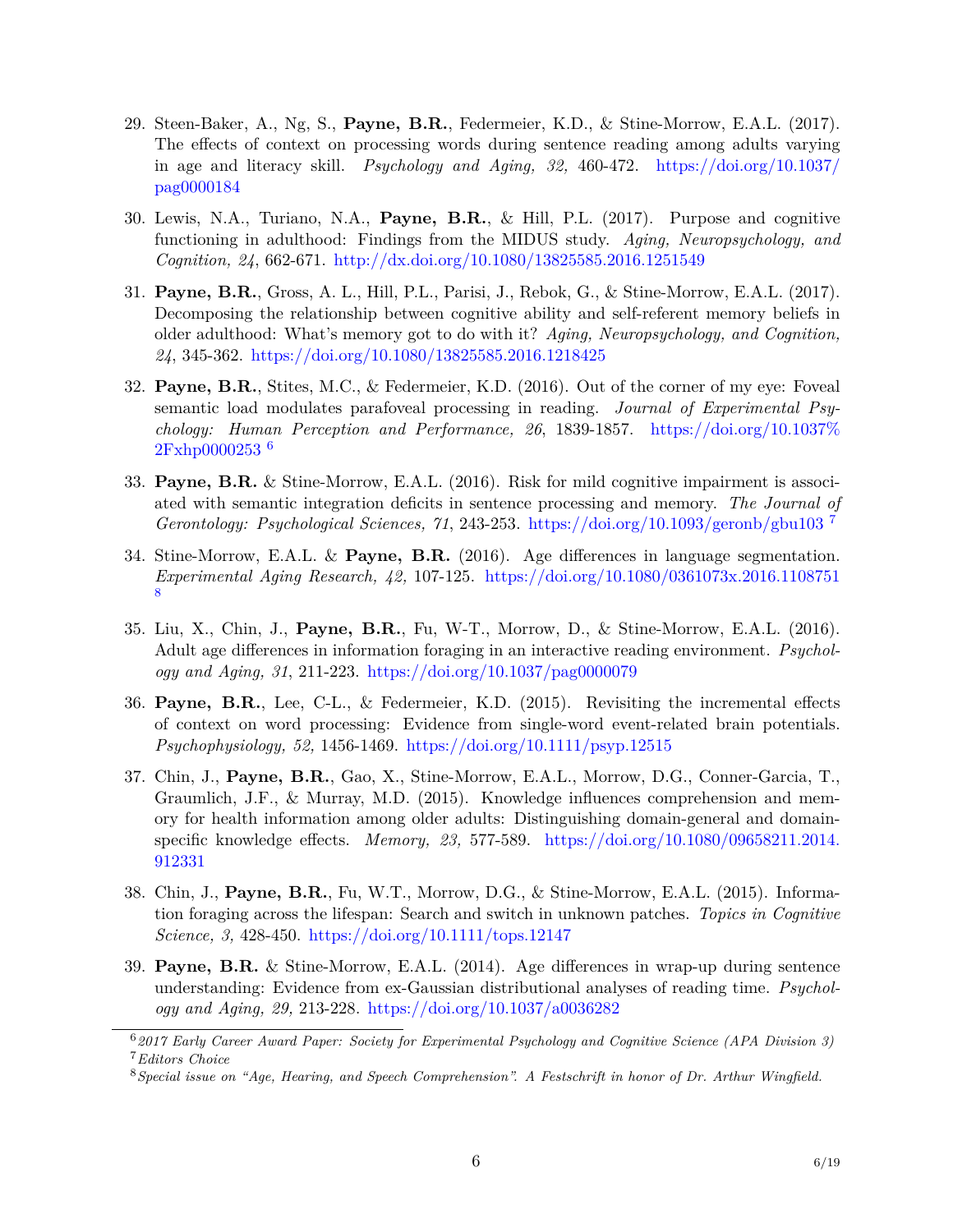29. Steen-Baker, A., Ng, S., **Payne, B.R.**, Federmeier, K.D., & Stine-Morrow, E.A.L. (2017). The effects of context on processing words during sentence reading among adults varying in age and literacy skill. *Psychology and Aging, 32,* 460-472. https://doi.org/10.1037/pag0000184

30. Lewis, N.A., Turiano, N.A., **Payne, B.R.**, & Hill, P.L. (2017). Purpose and cognitive functioning in adulthood: Findings from the MIDUS study. *Aging, Neuropsychology, and Cognition, 24*, 662-671. http://dx.doi.org/10.1080/13825585.2016.1251549

31. **Payne, B.R.**, Gross, A. L., Hill, P.L., Parisi, J., Rebok, G., & Stine-Morrow, E.A.L. (2017). Decomposing the relationship between cognitive ability and self-referent memory beliefs in older adulthood: What's memory got to do with it? *Aging, Neuropsychology, and Cognition, 24*, 345-362. https://doi.org/10.1080/13825585.2016.1218425

32. **Payne, B.R.**, Stites, M.C., & Federmeier, K.D. (2016). Out of the corner of my eye: Foveal semantic load modulates parafoveal processing in reading. *Journal of Experimental Psychology: Human Perception and Performance, 26*, 1839-1857. https://doi.org/10.1037%2Fxhp0000253 [6]

33. **Payne, B.R.** & Stine-Morrow, E.A.L. (2016). Risk for mild cognitive impairment is associated with semantic integration deficits in sentence processing and memory. *The Journal of Gerontology: Psychological Sciences, 71*, 243-253. https://doi.org/10.1093/geronb/gbu103 [7]

34. Stine-Morrow, E.A.L. & **Payne, B.R.** (2016). Age differences in language segmentation. *Experimental Aging Research, 42,* 107-125. https://doi.org/10.1080/0361073x.2016.1108751 [8]

35. Liu, X., Chin, J., **Payne, B.R.**, Fu, W-T., Morrow, D., & Stine-Morrow, E.A.L. (2016). Adult age differences in information foraging in an interactive reading environment. *Psychology and Aging, 31*, 211-223. https://doi.org/10.1037/pag0000079

36. **Payne, B.R.**, Lee, C-L., & Federmeier, K.D. (2015). Revisiting the incremental effects of context on word processing: Evidence from single-word event-related brain potentials. *Psychophysiology, 52,* 1456-1469. https://doi.org/10.1111/psyp.12515

37. Chin, J., **Payne, B.R.**, Gao, X., Stine-Morrow, E.A.L., Morrow, D.G., Conner-Garcia, T., Graumlich, J.F., & Murray, M.D. (2015). Knowledge influences comprehension and memory for health information among older adults: Distinguishing domain-general and domain-specific knowledge effects. *Memory, 23,* 577-589. https://doi.org/10.1080/09658211.2014.912331

38. Chin, J., **Payne, B.R.**, Fu, W.T., Morrow, D.G., & Stine-Morrow, E.A.L. (2015). Information foraging across the lifespan: Search and switch in unknown patches. *Topics in Cognitive Science, 3,* 428-450. https://doi.org/10.1111/tops.12147

39. **Payne, B.R.** & Stine-Morrow, E.A.L. (2014). Age differences in wrap-up during sentence understanding: Evidence from ex-Gaussian distributional analyses of reading time. *Psychology and Aging, 29,* 213-228. https://doi.org/10.1037/a0036282

---

[6] *2017 Early Career Award Paper: Society for Experimental Psychology and Cognitive Science (APA Division 3)*

[7] *Editors Choice*

[8] *Special issue on "Age, Hearing, and Speech Comprehension". A Festschrift in honor of Dr. Arthur Wingfield.*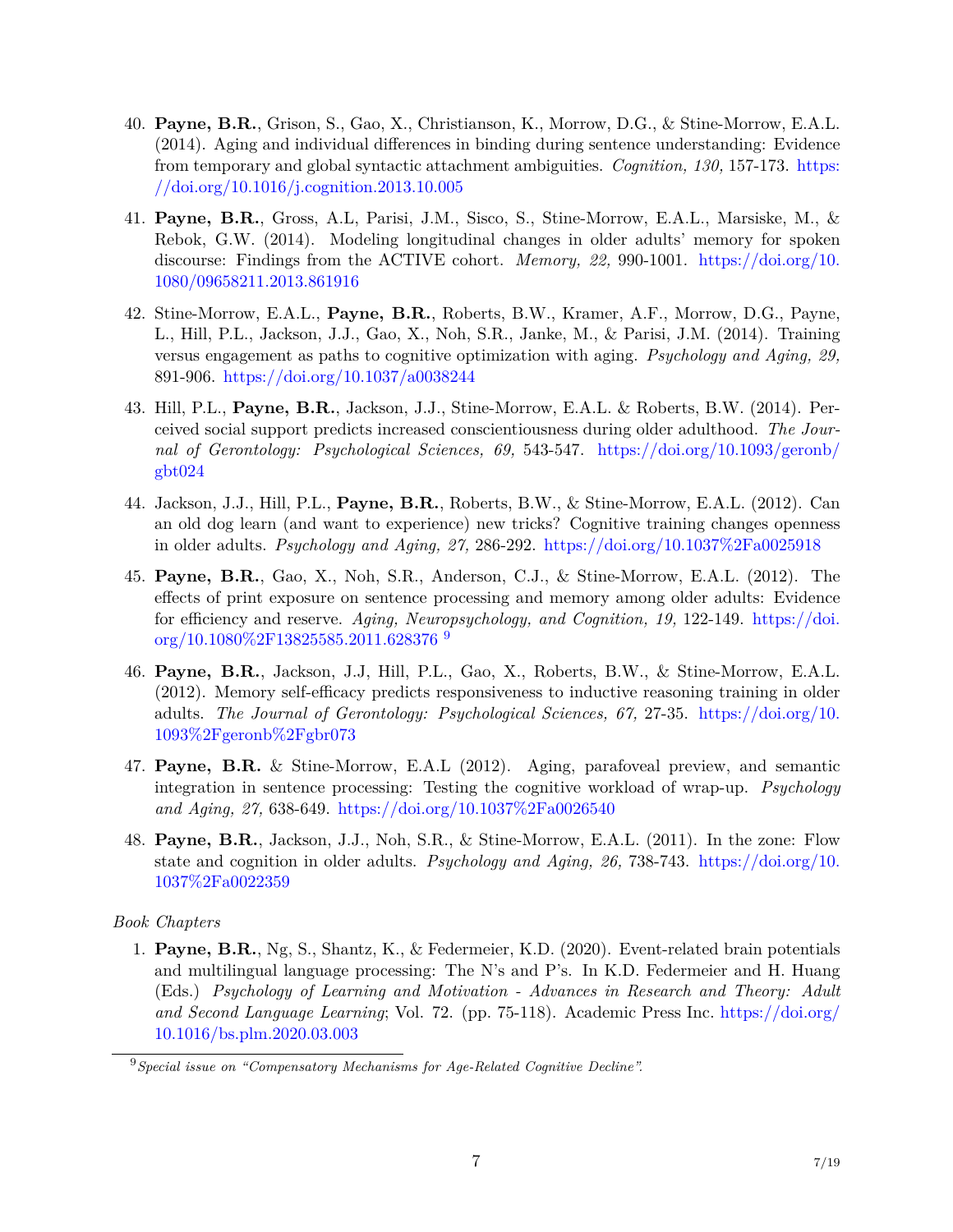40. **Payne, B.R.**, Grison, S., Gao, X., Christianson, K., Morrow, D.G., & Stine-Morrow, E.A.L. (2014). Aging and individual differences in binding during sentence understanding: Evidence from temporary and global syntactic attachment ambiguities. *Cognition, 130,* 157-173. https://doi.org/10.1016/j.cognition.2013.10.005

41. **Payne, B.R.**, Gross, A.L, Parisi, J.M., Sisco, S., Stine-Morrow, E.A.L., Marsiske, M., & Rebok, G.W. (2014). Modeling longitudinal changes in older adults' memory for spoken discourse: Findings from the ACTIVE cohort. *Memory, 22,* 990-1001. https://doi.org/10.1080/09658211.2013.861916

42. Stine-Morrow, E.A.L., **Payne, B.R.**, Roberts, B.W., Kramer, A.F., Morrow, D.G., Payne, L., Hill, P.L., Jackson, J.J., Gao, X., Noh, S.R., Janke, M., & Parisi, J.M. (2014). Training versus engagement as paths to cognitive optimization with aging. *Psychology and Aging, 29,* 891-906. https://doi.org/10.1037/a0038244

43. Hill, P.L., **Payne, B.R.**, Jackson, J.J., Stine-Morrow, E.A.L. & Roberts, B.W. (2014). Perceived social support predicts increased conscientiousness during older adulthood. *The Journal of Gerontology: Psychological Sciences, 69,* 543-547. https://doi.org/10.1093/geronb/gbt024

44. Jackson, J.J., Hill, P.L., **Payne, B.R.**, Roberts, B.W., & Stine-Morrow, E.A.L. (2012). Can an old dog learn (and want to experience) new tricks? Cognitive training changes openness in older adults. *Psychology and Aging, 27,* 286-292. https://doi.org/10.1037%2Fa0025918

45. **Payne, B.R.**, Gao, X., Noh, S.R., Anderson, C.J., & Stine-Morrow, E.A.L. (2012). The effects of print exposure on sentence processing and memory among older adults: Evidence for efficiency and reserve. *Aging, Neuropsychology, and Cognition, 19,* 122-149. https://doi.org/10.1080%2F13825585.2011.628376 [9]

46. **Payne, B.R.**, Jackson, J.J, Hill, P.L., Gao, X., Roberts, B.W., & Stine-Morrow, E.A.L. (2012). Memory self-efficacy predicts responsiveness to inductive reasoning training in older adults. *The Journal of Gerontology: Psychological Sciences, 67,* 27-35. https://doi.org/10.1093%2Fgeronb%2Fgbr073

47. **Payne, B.R.** & Stine-Morrow, E.A.L (2012). Aging, parafoveal preview, and semantic integration in sentence processing: Testing the cognitive workload of wrap-up. *Psychology and Aging, 27,* 638-649. https://doi.org/10.1037%2Fa0026540

48. **Payne, B.R.**, Jackson, J.J., Noh, S.R., & Stine-Morrow, E.A.L. (2011). In the zone: Flow state and cognition in older adults. *Psychology and Aging, 26,* 738-743. https://doi.org/10.1037%2Fa0022359

*Book Chapters*

1. **Payne, B.R.**, Ng, S., Shantz, K., & Federmeier, K.D. (2020). Event-related brain potentials and multilingual language processing: The N's and P's. In K.D. Federmeier and H. Huang (Eds.) *Psychology of Learning and Motivation - Advances in Research and Theory: Adult and Second Language Learning*; Vol. 72. (pp. 75-118). Academic Press Inc. https://doi.org/10.1016/bs.plm.2020.03.003

[9] *Special issue on "Compensatory Mechanisms for Age-Related Cognitive Decline".*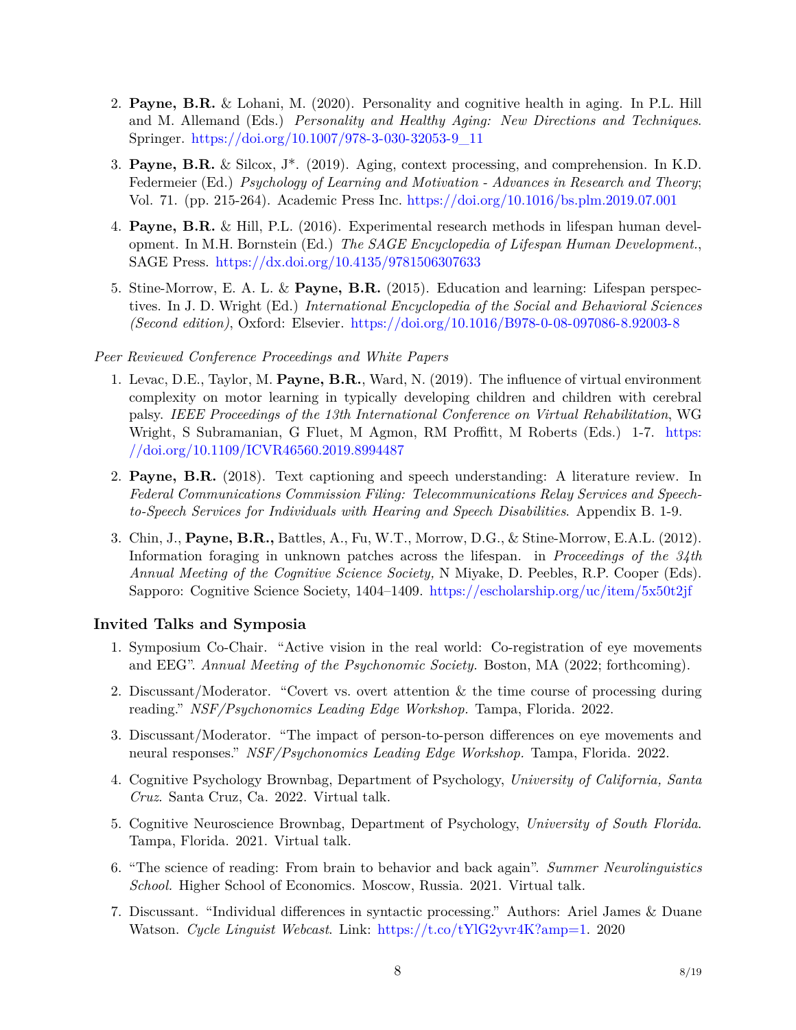2. **Payne, B.R.** & Lohani, M. (2020). Personality and cognitive health in aging. In P.L. Hill and M. Allemand (Eds.) *Personality and Healthy Aging: New Directions and Techniques*. Springer. https://doi.org/10.1007/978-3-030-32053-9_11

3. **Payne, B.R.** & Silcox, J*. (2019). Aging, context processing, and comprehension. In K.D. Federmeier (Ed.) *Psychology of Learning and Motivation - Advances in Research and Theory*; Vol. 71. (pp. 215-264). Academic Press Inc. https://doi.org/10.1016/bs.plm.2019.07.001

4. **Payne, B.R.** & Hill, P.L. (2016). Experimental research methods in lifespan human development. In M.H. Bornstein (Ed.) *The SAGE Encyclopedia of Lifespan Human Development.*, SAGE Press. https://dx.doi.org/10.4135/9781506307633

5. Stine-Morrow, E. A. L. & **Payne, B.R.** (2015). Education and learning: Lifespan perspectives. In J. D. Wright (Ed.) *International Encyclopedia of the Social and Behavioral Sciences (Second edition)*, Oxford: Elsevier. https://doi.org/10.1016/B978-0-08-097086-8.92003-8

*Peer Reviewed Conference Proceedings and White Papers*

1. Levac, D.E., Taylor, M. **Payne, B.R.**, Ward, N. (2019). The influence of virtual environment complexity on motor learning in typically developing children and children with cerebral palsy. *IEEE Proceedings of the 13th International Conference on Virtual Rehabilitation*, WG Wright, S Subramanian, G Fluet, M Agmon, RM Proffitt, M Roberts (Eds.) 1-7. https://doi.org/10.1109/ICVR46560.2019.8994487

2. **Payne, B.R.** (2018). Text captioning and speech understanding: A literature review. In *Federal Communications Commission Filing: Telecommunications Relay Services and Speech-to-Speech Services for Individuals with Hearing and Speech Disabilities*. Appendix B. 1-9.

3. Chin, J., **Payne, B.R.,** Battles, A., Fu, W.T., Morrow, D.G., & Stine-Morrow, E.A.L. (2012). Information foraging in unknown patches across the lifespan. in *Proceedings of the 34th Annual Meeting of the Cognitive Science Society,* N Miyake, D. Peebles, R.P. Cooper (Eds). Sapporo: Cognitive Science Society, 1404–1409. https://escholarship.org/uc/item/5x50t2jf

## Invited Talks and Symposia

1. Symposium Co-Chair. "Active vision in the real world: Co-registration of eye movements and EEG". *Annual Meeting of the Psychonomic Society.* Boston, MA (2022; forthcoming).

2. Discussant/Moderator. "Covert vs. overt attention & the time course of processing during reading." *NSF/Psychonomics Leading Edge Workshop.* Tampa, Florida. 2022.

3. Discussant/Moderator. "The impact of person-to-person differences on eye movements and neural responses." *NSF/Psychonomics Leading Edge Workshop.* Tampa, Florida. 2022.

4. Cognitive Psychology Brownbag, Department of Psychology, *University of California, Santa Cruz*. Santa Cruz, Ca. 2022. Virtual talk.

5. Cognitive Neuroscience Brownbag, Department of Psychology, *University of South Florida*. Tampa, Florida. 2021. Virtual talk.

6. "The science of reading: From brain to behavior and back again". *Summer Neurolinguistics School.* Higher School of Economics. Moscow, Russia. 2021. Virtual talk.

7. Discussant. "Individual differences in syntactic processing." Authors: Ariel James & Duane Watson. *Cycle Linguist Webcast*. Link: https://t.co/tYlG2yvr4K?amp=1. 2020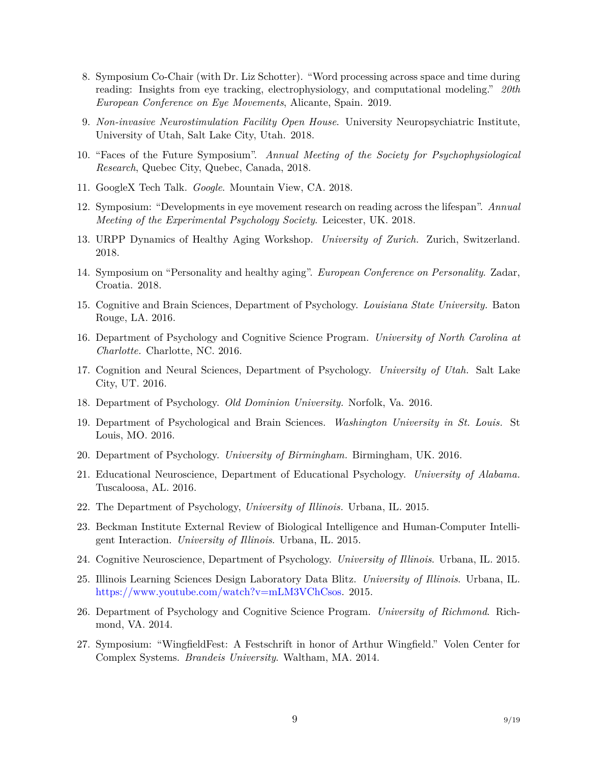8. Symposium Co-Chair (with Dr. Liz Schotter). "Word processing across space and time during reading: Insights from eye tracking, electrophysiology, and computational modeling." *20th European Conference on Eye Movements*, Alicante, Spain. 2019.

9. *Non-invasive Neurostimulation Facility Open House*. University Neuropsychiatric Institute, University of Utah, Salt Lake City, Utah. 2018.

10. "Faces of the Future Symposium". *Annual Meeting of the Society for Psychophysiological Research*, Quebec City, Quebec, Canada, 2018.

11. GoogleX Tech Talk. *Google*. Mountain View, CA. 2018.

12. Symposium: "Developments in eye movement research on reading across the lifespan". *Annual Meeting of the Experimental Psychology Society*. Leicester, UK. 2018.

13. URPP Dynamics of Healthy Aging Workshop. *University of Zurich.* Zurich, Switzerland. 2018.

14. Symposium on "Personality and healthy aging". *European Conference on Personality*. Zadar, Croatia. 2018.

15. Cognitive and Brain Sciences, Department of Psychology. *Louisiana State University.* Baton Rouge, LA. 2016.

16. Department of Psychology and Cognitive Science Program. *University of North Carolina at Charlotte.* Charlotte, NC. 2016.

17. Cognition and Neural Sciences, Department of Psychology. *University of Utah.* Salt Lake City, UT. 2016.

18. Department of Psychology. *Old Dominion University.* Norfolk, Va. 2016.

19. Department of Psychological and Brain Sciences. *Washington University in St. Louis.* St Louis, MO. 2016.

20. Department of Psychology. *University of Birmingham.* Birmingham, UK. 2016.

21. Educational Neuroscience, Department of Educational Psychology. *University of Alabama.* Tuscaloosa, AL. 2016.

22. The Department of Psychology, *University of Illinois.* Urbana, IL. 2015.

23. Beckman Institute External Review of Biological Intelligence and Human-Computer Intelligent Interaction. *University of Illinois*. Urbana, IL. 2015.

24. Cognitive Neuroscience, Department of Psychology. *University of Illinois*. Urbana, IL. 2015.

25. Illinois Learning Sciences Design Laboratory Data Blitz. *University of Illinois*. Urbana, IL. https://www.youtube.com/watch?v=mLM3VChCsos. 2015.

26. Department of Psychology and Cognitive Science Program. *University of Richmond*. Richmond, VA. 2014.

27. Symposium: "WingfieldFest: A Festschrift in honor of Arthur Wingfield." Volen Center for Complex Systems. *Brandeis University*. Waltham, MA. 2014.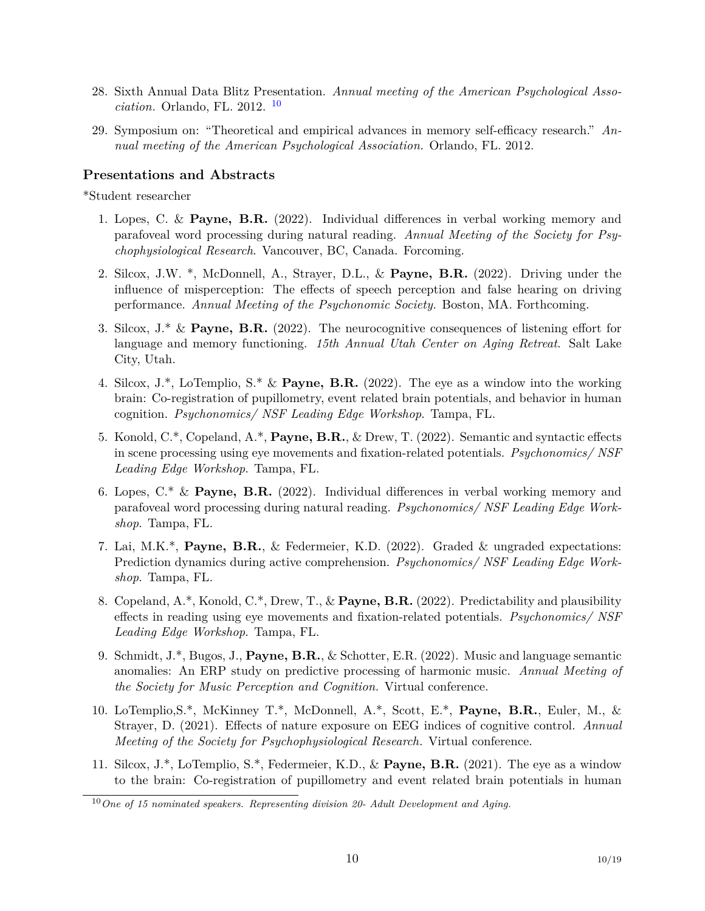28. Sixth Annual Data Blitz Presentation. *Annual meeting of the American Psychological Association.* Orlando, FL. 2012. [10]

29. Symposium on: "Theoretical and empirical advances in memory self-efficacy research." *Annual meeting of the American Psychological Association.* Orlando, FL. 2012.

### Presentations and Abstracts

*Student researcher

1. Lopes, C. & **Payne, B.R.** (2022). Individual differences in verbal working memory and parafoveal word processing during natural reading. *Annual Meeting of the Society for Psychophysiological Research.* Vancouver, BC, Canada. Forcoming.

2. Silcox, J.W. *, McDonnell, A., Strayer, D.L., & **Payne, B.R.** (2022). Driving under the influence of misperception: The effects of speech perception and false hearing on driving performance. *Annual Meeting of the Psychonomic Society.* Boston, MA. Forthcoming.

3. Silcox, J.* & **Payne, B.R.** (2022). The neurocognitive consequences of listening effort for language and memory functioning. *15th Annual Utah Center on Aging Retreat.* Salt Lake City, Utah.

4. Silcox, J.*, LoTemplio, S.* & **Payne, B.R.** (2022). The eye as a window into the working brain: Co-registration of pupillometry, event related brain potentials, and behavior in human cognition. *Psychonomics/ NSF Leading Edge Workshop.* Tampa, FL.

5. Konold, C.*, Copeland, A.*, **Payne, B.R.**, & Drew, T. (2022). Semantic and syntactic effects in scene processing using eye movements and fixation-related potentials. *Psychonomics/ NSF Leading Edge Workshop.* Tampa, FL.

6. Lopes, C.* & **Payne, B.R.** (2022). Individual differences in verbal working memory and parafoveal word processing during natural reading. *Psychonomics/ NSF Leading Edge Workshop.* Tampa, FL.

7. Lai, M.K.*, **Payne, B.R.**, & Federmeier, K.D. (2022). Graded & ungraded expectations: Prediction dynamics during active comprehension. *Psychonomics/ NSF Leading Edge Workshop.* Tampa, FL.

8. Copeland, A.*, Konold, C.*, Drew, T., & **Payne, B.R.** (2022). Predictability and plausibility effects in reading using eye movements and fixation-related potentials. *Psychonomics/ NSF Leading Edge Workshop.* Tampa, FL.

9. Schmidt, J.*, Bugos, J., **Payne, B.R.**, & Schotter, E.R. (2022). Music and language semantic anomalies: An ERP study on predictive processing of harmonic music. *Annual Meeting of the Society for Music Perception and Cognition.* Virtual conference.

10. LoTemplio,S.*, McKinney T.*, McDonnell, A.*, Scott, E.*, **Payne, B.R.**, Euler, M., & Strayer, D. (2021). Effects of nature exposure on EEG indices of cognitive control. *Annual Meeting of the Society for Psychophysiological Research.* Virtual conference.

11. Silcox, J.*, LoTemplio, S.*, Federmeier, K.D., & **Payne, B.R.** (2021). The eye as a window to the brain: Co-registration of pupillometry and event related brain potentials in human

[10] *One of 15 nominated speakers. Representing division 20- Adult Development and Aging.*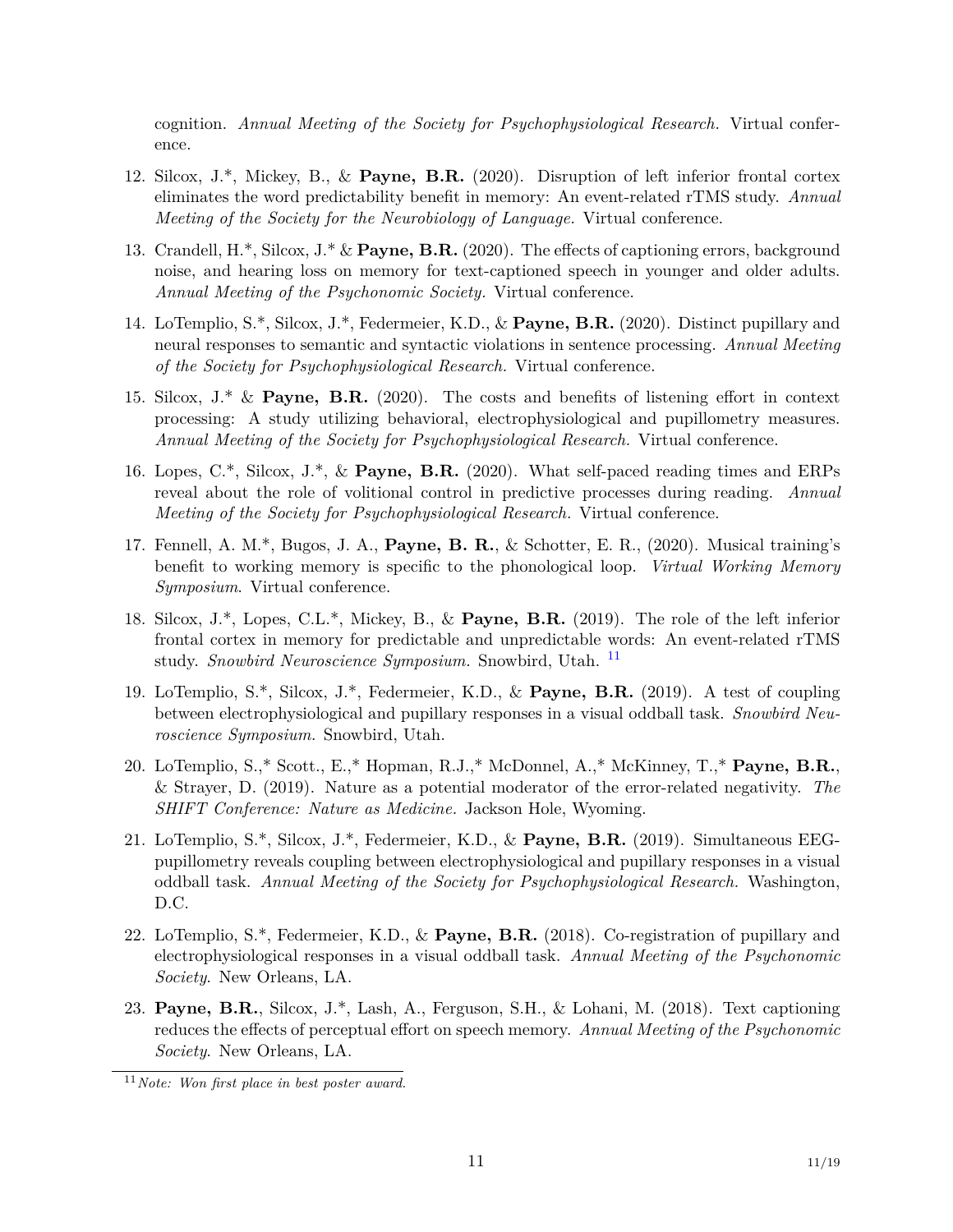cognition. *Annual Meeting of the Society for Psychophysiological Research.* Virtual conference.

12. Silcox, J.*, Mickey, B., & **Payne, B.R.** (2020). Disruption of left inferior frontal cortex eliminates the word predictability benefit in memory: An event-related rTMS study. *Annual Meeting of the Society for the Neurobiology of Language.* Virtual conference.

13. Crandell, H.*, Silcox, J.* & **Payne, B.R.** (2020). The effects of captioning errors, background noise, and hearing loss on memory for text-captioned speech in younger and older adults. *Annual Meeting of the Psychonomic Society.* Virtual conference.

14. LoTemplio, S.*, Silcox, J.*, Federmeier, K.D., & **Payne, B.R.** (2020). Distinct pupillary and neural responses to semantic and syntactic violations in sentence processing. *Annual Meeting of the Society for Psychophysiological Research.* Virtual conference.

15. Silcox, J.* & **Payne, B.R.** (2020). The costs and benefits of listening effort in context processing: A study utilizing behavioral, electrophysiological and pupillometry measures. *Annual Meeting of the Society for Psychophysiological Research.* Virtual conference.

16. Lopes, C.*, Silcox, J.*, & **Payne, B.R.** (2020). What self-paced reading times and ERPs reveal about the role of volitional control in predictive processes during reading. *Annual Meeting of the Society for Psychophysiological Research.* Virtual conference.

17. Fennell, A. M.*, Bugos, J. A., **Payne, B. R.**, & Schotter, E. R., (2020). Musical training's benefit to working memory is specific to the phonological loop. *Virtual Working Memory Symposium*. Virtual conference.

18. Silcox, J.*, Lopes, C.L.*, Mickey, B., & **Payne, B.R.** (2019). The role of the left inferior frontal cortex in memory for predictable and unpredictable words: An event-related rTMS study. *Snowbird Neuroscience Symposium.* Snowbird, Utah. [11]

19. LoTemplio, S.*, Silcox, J.*, Federmeier, K.D., & **Payne, B.R.** (2019). A test of coupling between electrophysiological and pupillary responses in a visual oddball task. *Snowbird Neuroscience Symposium.* Snowbird, Utah.

20. LoTemplio, S.,* Scott., E.,* Hopman, R.J.,* McDonnel, A.,* McKinney, T.,* **Payne, B.R.**, & Strayer, D. (2019). Nature as a potential moderator of the error-related negativity. *The SHIFT Conference: Nature as Medicine.* Jackson Hole, Wyoming.

21. LoTemplio, S.*, Silcox, J.*, Federmeier, K.D., & **Payne, B.R.** (2019). Simultaneous EEG-pupillometry reveals coupling between electrophysiological and pupillary responses in a visual oddball task. *Annual Meeting of the Society for Psychophysiological Research.* Washington, D.C.

22. LoTemplio, S.*, Federmeier, K.D., & **Payne, B.R.** (2018). Co-registration of pupillary and electrophysiological responses in a visual oddball task. *Annual Meeting of the Psychonomic Society*. New Orleans, LA.

23. **Payne, B.R.**, Silcox, J.*, Lash, A., Ferguson, S.H., & Lohani, M. (2018). Text captioning reduces the effects of perceptual effort on speech memory. *Annual Meeting of the Psychonomic Society*. New Orleans, LA.

[11] *Note: Won first place in best poster award.*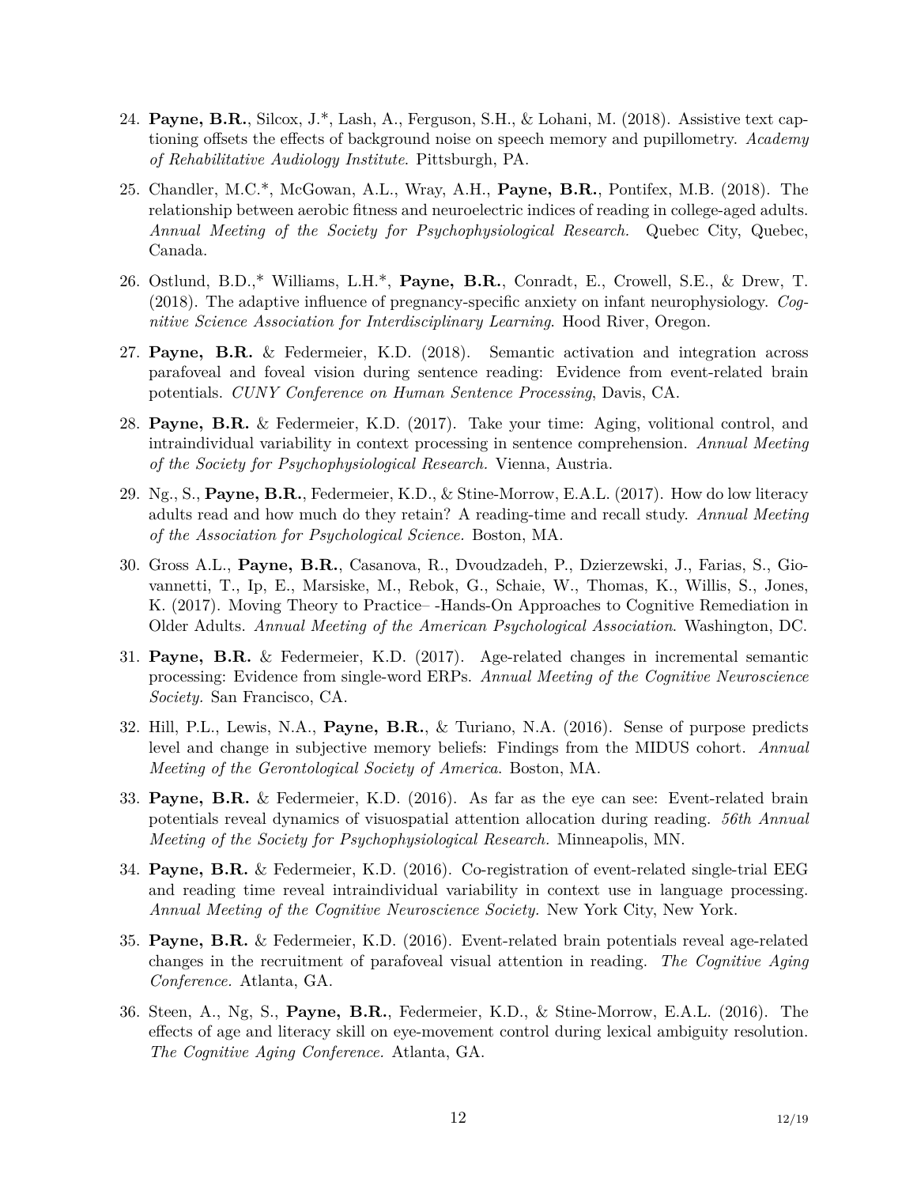24. **Payne, B.R.**, Silcox, J.*, Lash, A., Ferguson, S.H., & Lohani, M. (2018). Assistive text captioning offsets the effects of background noise on speech memory and pupillometry. *Academy of Rehabilitative Audiology Institute*. Pittsburgh, PA.

25. Chandler, M.C.*, McGowan, A.L., Wray, A.H., **Payne, B.R.**, Pontifex, M.B. (2018). The relationship between aerobic fitness and neuroelectric indices of reading in college-aged adults. *Annual Meeting of the Society for Psychophysiological Research.* Quebec City, Quebec, Canada.

26. Ostlund, B.D.,* Williams, L.H.*, **Payne, B.R.**, Conradt, E., Crowell, S.E., & Drew, T. (2018). The adaptive influence of pregnancy-specific anxiety on infant neurophysiology. *Cognitive Science Association for Interdisciplinary Learning*. Hood River, Oregon.

27. **Payne, B.R.** & Federmeier, K.D. (2018). Semantic activation and integration across parafoveal and foveal vision during sentence reading: Evidence from event-related brain potentials. *CUNY Conference on Human Sentence Processing*, Davis, CA.

28. **Payne, B.R.** & Federmeier, K.D. (2017). Take your time: Aging, volitional control, and intraindividual variability in context processing in sentence comprehension. *Annual Meeting of the Society for Psychophysiological Research.* Vienna, Austria.

29. Ng., S., **Payne, B.R.**, Federmeier, K.D., & Stine-Morrow, E.A.L. (2017). How do low literacy adults read and how much do they retain? A reading-time and recall study. *Annual Meeting of the Association for Psychological Science.* Boston, MA.

30. Gross A.L., **Payne, B.R.**, Casanova, R., Dvoudzadeh, P., Dzierzewski, J., Farias, S., Giovannetti, T., Ip, E., Marsiske, M., Rebok, G., Schaie, W., Thomas, K., Willis, S., Jones, K. (2017). Moving Theory to Practice– -Hands-On Approaches to Cognitive Remediation in Older Adults. *Annual Meeting of the American Psychological Association*. Washington, DC.

31. **Payne, B.R.** & Federmeier, K.D. (2017). Age-related changes in incremental semantic processing: Evidence from single-word ERPs. *Annual Meeting of the Cognitive Neuroscience Society.* San Francisco, CA.

32. Hill, P.L., Lewis, N.A., **Payne, B.R.**, & Turiano, N.A. (2016). Sense of purpose predicts level and change in subjective memory beliefs: Findings from the MIDUS cohort. *Annual Meeting of the Gerontological Society of America*. Boston, MA.

33. **Payne, B.R.** & Federmeier, K.D. (2016). As far as the eye can see: Event-related brain potentials reveal dynamics of visuospatial attention allocation during reading. *56th Annual Meeting of the Society for Psychophysiological Research.* Minneapolis, MN.

34. **Payne, B.R.** & Federmeier, K.D. (2016). Co-registration of event-related single-trial EEG and reading time reveal intraindividual variability in context use in language processing. *Annual Meeting of the Cognitive Neuroscience Society.* New York City, New York.

35. **Payne, B.R.** & Federmeier, K.D. (2016). Event-related brain potentials reveal age-related changes in the recruitment of parafoveal visual attention in reading. *The Cognitive Aging Conference.* Atlanta, GA.

36. Steen, A., Ng, S., **Payne, B.R.**, Federmeier, K.D., & Stine-Morrow, E.A.L. (2016). The effects of age and literacy skill on eye-movement control during lexical ambiguity resolution. *The Cognitive Aging Conference.* Atlanta, GA.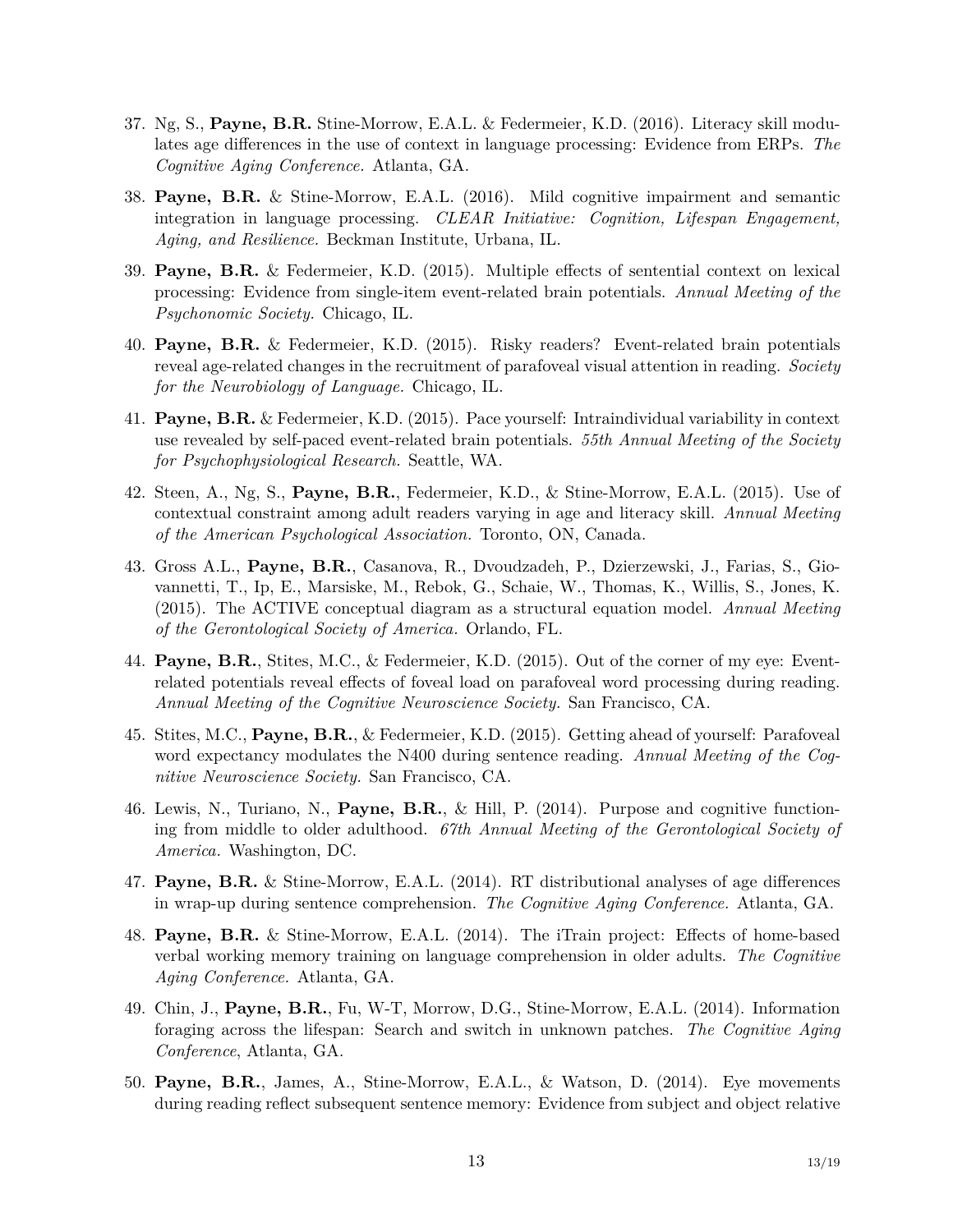37. Ng, S., **Payne, B.R.** Stine-Morrow, E.A.L. & Federmeier, K.D. (2016). Literacy skill modulates age differences in the use of context in language processing: Evidence from ERPs. *The Cognitive Aging Conference.* Atlanta, GA.

38. **Payne, B.R.** & Stine-Morrow, E.A.L. (2016). Mild cognitive impairment and semantic integration in language processing. *CLEAR Initiative: Cognition, Lifespan Engagement, Aging, and Resilience.* Beckman Institute, Urbana, IL.

39. **Payne, B.R.** & Federmeier, K.D. (2015). Multiple effects of sentential context on lexical processing: Evidence from single-item event-related brain potentials. *Annual Meeting of the Psychonomic Society.* Chicago, IL.

40. **Payne, B.R.** & Federmeier, K.D. (2015). Risky readers? Event-related brain potentials reveal age-related changes in the recruitment of parafoveal visual attention in reading. *Society for the Neurobiology of Language.* Chicago, IL.

41. **Payne, B.R.** & Federmeier, K.D. (2015). Pace yourself: Intraindividual variability in context use revealed by self-paced event-related brain potentials. *55th Annual Meeting of the Society for Psychophysiological Research.* Seattle, WA.

42. Steen, A., Ng, S., **Payne, B.R.**, Federmeier, K.D., & Stine-Morrow, E.A.L. (2015). Use of contextual constraint among adult readers varying in age and literacy skill. *Annual Meeting of the American Psychological Association.* Toronto, ON, Canada.

43. Gross A.L., **Payne, B.R.**, Casanova, R., Dvoudzadeh, P., Dzierzewski, J., Farias, S., Giovannetti, T., Ip, E., Marsiske, M., Rebok, G., Schaie, W., Thomas, K., Willis, S., Jones, K. (2015). The ACTIVE conceptual diagram as a structural equation model. *Annual Meeting of the Gerontological Society of America.* Orlando, FL.

44. **Payne, B.R.**, Stites, M.C., & Federmeier, K.D. (2015). Out of the corner of my eye: Event-related potentials reveal effects of foveal load on parafoveal word processing during reading. *Annual Meeting of the Cognitive Neuroscience Society.* San Francisco, CA.

45. Stites, M.C., **Payne, B.R.**, & Federmeier, K.D. (2015). Getting ahead of yourself: Parafoveal word expectancy modulates the N400 during sentence reading. *Annual Meeting of the Cognitive Neuroscience Society.* San Francisco, CA.

46. Lewis, N., Turiano, N., **Payne, B.R.**, & Hill, P. (2014). Purpose and cognitive functioning from middle to older adulthood. *67th Annual Meeting of the Gerontological Society of America.* Washington, DC.

47. **Payne, B.R.** & Stine-Morrow, E.A.L. (2014). RT distributional analyses of age differences in wrap-up during sentence comprehension. *The Cognitive Aging Conference.* Atlanta, GA.

48. **Payne, B.R.** & Stine-Morrow, E.A.L. (2014). The iTrain project: Effects of home-based verbal working memory training on language comprehension in older adults. *The Cognitive Aging Conference.* Atlanta, GA.

49. Chin, J., **Payne, B.R.**, Fu, W-T, Morrow, D.G., Stine-Morrow, E.A.L. (2014). Information foraging across the lifespan: Search and switch in unknown patches. *The Cognitive Aging Conference*, Atlanta, GA.

50. **Payne, B.R.**, James, A., Stine-Morrow, E.A.L., & Watson, D. (2014). Eye movements during reading reflect subsequent sentence memory: Evidence from subject and object relative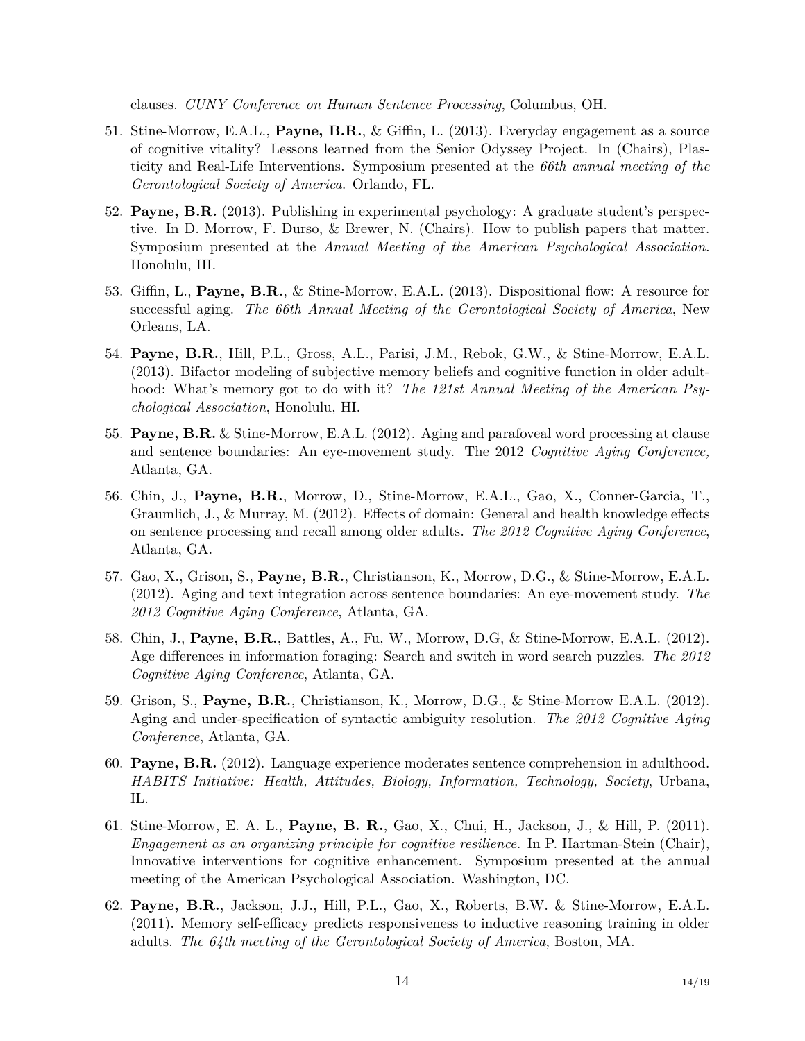clauses. *CUNY Conference on Human Sentence Processing*, Columbus, OH.

51. Stine-Morrow, E.A.L., **Payne, B.R.**, & Giffin, L. (2013). Everyday engagement as a source of cognitive vitality? Lessons learned from the Senior Odyssey Project. In (Chairs), Plasticity and Real-Life Interventions. Symposium presented at the *66th annual meeting of the Gerontological Society of America*. Orlando, FL.

52. **Payne, B.R.** (2013). Publishing in experimental psychology: A graduate student's perspective. In D. Morrow, F. Durso, & Brewer, N. (Chairs). How to publish papers that matter. Symposium presented at the *Annual Meeting of the American Psychological Association.* Honolulu, HI.

53. Giffin, L., **Payne, B.R.**, & Stine-Morrow, E.A.L. (2013). Dispositional flow: A resource for successful aging. *The 66th Annual Meeting of the Gerontological Society of America*, New Orleans, LA.

54. **Payne, B.R.**, Hill, P.L., Gross, A.L., Parisi, J.M., Rebok, G.W., & Stine-Morrow, E.A.L. (2013). Bifactor modeling of subjective memory beliefs and cognitive function in older adulthood: What's memory got to do with it? *The 121st Annual Meeting of the American Psychological Association*, Honolulu, HI.

55. **Payne, B.R.** & Stine-Morrow, E.A.L. (2012). Aging and parafoveal word processing at clause and sentence boundaries: An eye-movement study. The 2012 *Cognitive Aging Conference,* Atlanta, GA.

56. Chin, J., **Payne, B.R.**, Morrow, D., Stine-Morrow, E.A.L., Gao, X., Conner-Garcia, T., Graumlich, J., & Murray, M. (2012). Effects of domain: General and health knowledge effects on sentence processing and recall among older adults. *The 2012 Cognitive Aging Conference*, Atlanta, GA.

57. Gao, X., Grison, S., **Payne, B.R.**, Christianson, K., Morrow, D.G., & Stine-Morrow, E.A.L. (2012). Aging and text integration across sentence boundaries: An eye-movement study. *The 2012 Cognitive Aging Conference*, Atlanta, GA.

58. Chin, J., **Payne, B.R.**, Battles, A., Fu, W., Morrow, D.G, & Stine-Morrow, E.A.L. (2012). Age differences in information foraging: Search and switch in word search puzzles. *The 2012 Cognitive Aging Conference*, Atlanta, GA.

59. Grison, S., **Payne, B.R.**, Christianson, K., Morrow, D.G., & Stine-Morrow E.A.L. (2012). Aging and under-specification of syntactic ambiguity resolution. *The 2012 Cognitive Aging Conference*, Atlanta, GA.

60. **Payne, B.R.** (2012). Language experience moderates sentence comprehension in adulthood. *HABITS Initiative: Health, Attitudes, Biology, Information, Technology, Society*, Urbana, IL.

61. Stine-Morrow, E. A. L., **Payne, B. R.**, Gao, X., Chui, H., Jackson, J., & Hill, P. (2011). *Engagement as an organizing principle for cognitive resilience.* In P. Hartman-Stein (Chair), Innovative interventions for cognitive enhancement. Symposium presented at the annual meeting of the American Psychological Association. Washington, DC.

62. **Payne, B.R.**, Jackson, J.J., Hill, P.L., Gao, X., Roberts, B.W. & Stine-Morrow, E.A.L. (2011). Memory self-efficacy predicts responsiveness to inductive reasoning training in older adults. *The 64th meeting of the Gerontological Society of America*, Boston, MA.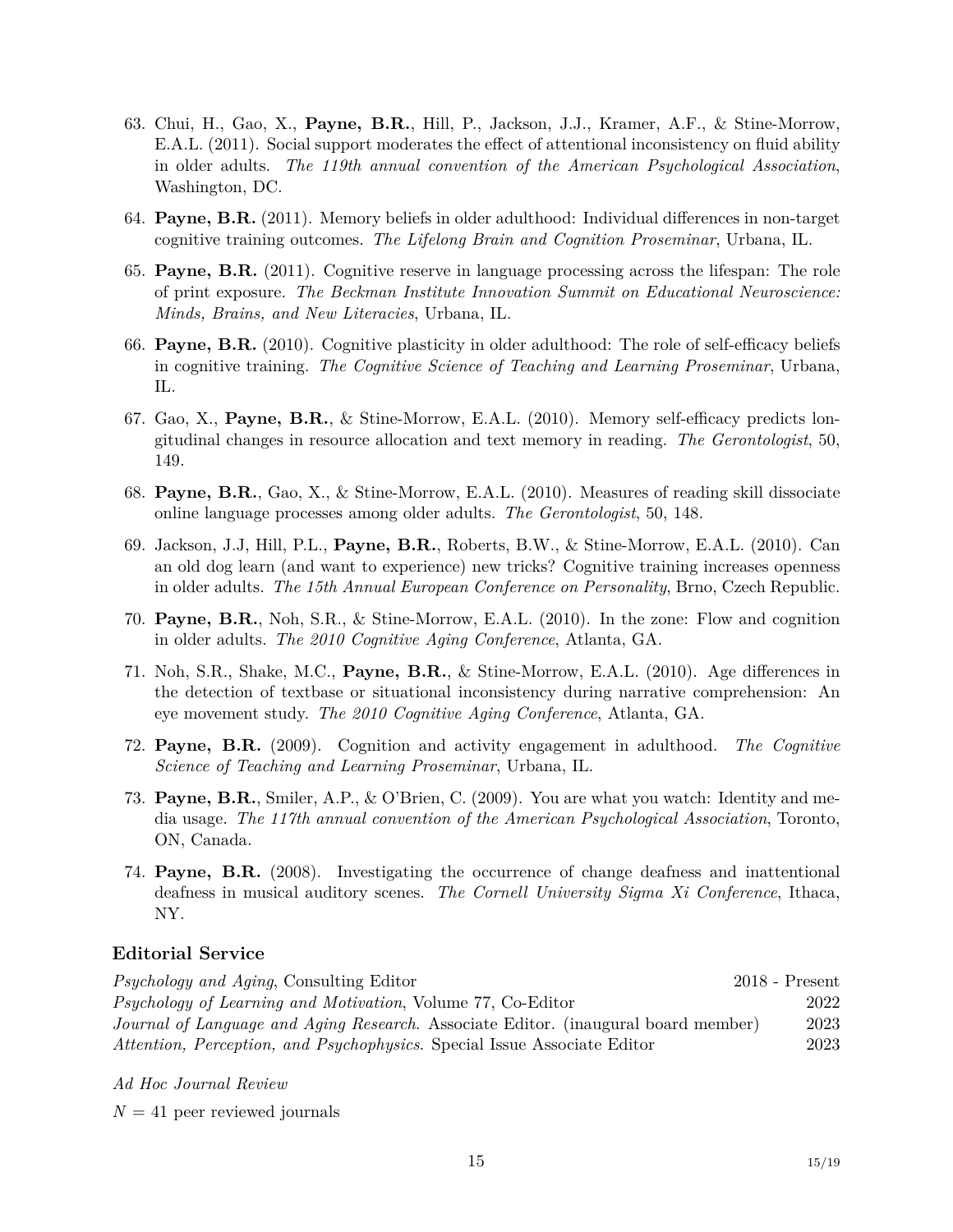63. Chui, H., Gao, X., **Payne, B.R.**, Hill, P., Jackson, J.J., Kramer, A.F., & Stine-Morrow, E.A.L. (2011). Social support moderates the effect of attentional inconsistency on fluid ability in older adults. *The 119th annual convention of the American Psychological Association*, Washington, DC.

64. **Payne, B.R.** (2011). Memory beliefs in older adulthood: Individual differences in non-target cognitive training outcomes. *The Lifelong Brain and Cognition Proseminar*, Urbana, IL.

65. **Payne, B.R.** (2011). Cognitive reserve in language processing across the lifespan: The role of print exposure. *The Beckman Institute Innovation Summit on Educational Neuroscience: Minds, Brains, and New Literacies*, Urbana, IL.

66. **Payne, B.R.** (2010). Cognitive plasticity in older adulthood: The role of self-efficacy beliefs in cognitive training. *The Cognitive Science of Teaching and Learning Proseminar*, Urbana, IL.

67. Gao, X., **Payne, B.R.**, & Stine-Morrow, E.A.L. (2010). Memory self-efficacy predicts longitudinal changes in resource allocation and text memory in reading. *The Gerontologist*, 50, 149.

68. **Payne, B.R.**, Gao, X., & Stine-Morrow, E.A.L. (2010). Measures of reading skill dissociate online language processes among older adults. *The Gerontologist*, 50, 148.

69. Jackson, J.J, Hill, P.L., **Payne, B.R.**, Roberts, B.W., & Stine-Morrow, E.A.L. (2010). Can an old dog learn (and want to experience) new tricks? Cognitive training increases openness in older adults. *The 15th Annual European Conference on Personality*, Brno, Czech Republic.

70. **Payne, B.R.**, Noh, S.R., & Stine-Morrow, E.A.L. (2010). In the zone: Flow and cognition in older adults. *The 2010 Cognitive Aging Conference*, Atlanta, GA.

71. Noh, S.R., Shake, M.C., **Payne, B.R.**, & Stine-Morrow, E.A.L. (2010). Age differences in the detection of textbase or situational inconsistency during narrative comprehension: An eye movement study. *The 2010 Cognitive Aging Conference*, Atlanta, GA.

72. **Payne, B.R.** (2009). Cognition and activity engagement in adulthood. *The Cognitive Science of Teaching and Learning Proseminar*, Urbana, IL.

73. **Payne, B.R.**, Smiler, A.P., & O'Brien, C. (2009). You are what you watch: Identity and media usage. *The 117th annual convention of the American Psychological Association*, Toronto, ON, Canada.

74. **Payne, B.R.** (2008). Investigating the occurrence of change deafness and inattentional deafness in musical auditory scenes. *The Cornell University Sigma Xi Conference*, Ithaca, NY.

## Editorial Service

*Psychology and Aging*, Consulting Editor — 2018 - Present
*Psychology of Learning and Motivation*, Volume 77, Co-Editor — 2022
*Journal of Language and Aging Research*. Associate Editor. (inaugural board member) — 2023
*Attention, Perception, and Psychophysics*. Special Issue Associate Editor — 2023

*Ad Hoc Journal Review*

$N = 41$ peer reviewed journals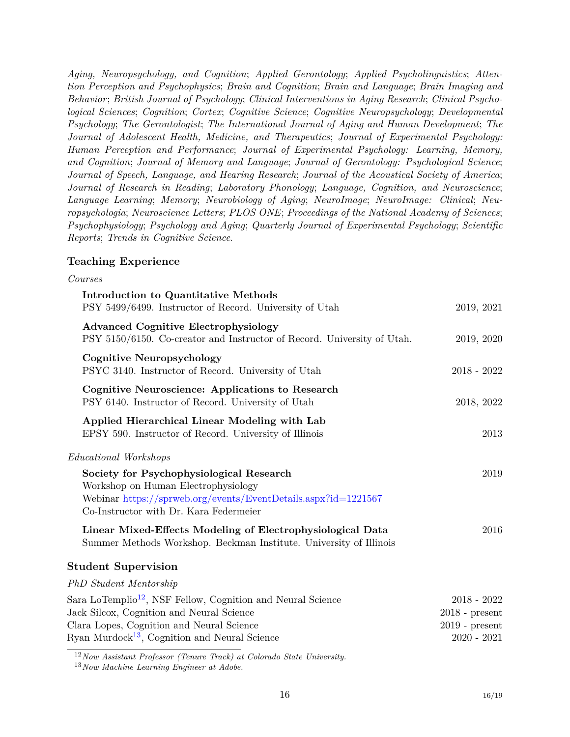*Aging, Neuropsychology, and Cognition*; *Applied Gerontology*; *Applied Psycholinguistics*; *Attention Perception and Psychophysics*; *Brain and Cognition*; *Brain and Language*; *Brain Imaging and Behavior*; *British Journal of Psychology*; *Clinical Interventions in Aging Research*; *Clinical Psychological Sciences*; *Cognition*; *Cortex*; *Cognitive Science*; *Cognitive Neuropsychology*; *Developmental Psychology*; *The Gerontologist*; *The International Journal of Aging and Human Development*; *The Journal of Adolescent Health, Medicine, and Therapeutics*; *Journal of Experimental Psychology: Human Perception and Performance*; *Journal of Experimental Psychology: Learning, Memory, and Cognition*; *Journal of Memory and Language*; *Journal of Gerontology: Psychological Science*; *Journal of Speech, Language, and Hearing Research*; *Journal of the Acoustical Society of America*; *Journal of Research in Reading*; *Laboratory Phonology*; *Language, Cognition, and Neuroscience*; *Language Learning*; *Memory*; *Neurobiology of Aging*; *NeuroImage*; *NeuroImage: Clinical*; *Neuropsychologia*; *Neuroscience Letters*; *PLOS ONE*; *Proceedings of the National Academy of Sciences*; *Psychophysiology*; *Psychology and Aging*; *Quarterly Journal of Experimental Psychology*; *Scientific Reports*; *Trends in Cognitive Science*.

## Teaching Experience

*Courses*

**Introduction to Quantitative Methods**
PSY 5499/6499. Instructor of Record. University of Utah — 2019, 2021

**Advanced Cognitive Electrophysiology**
PSY 5150/6150. Co-creator and Instructor of Record. University of Utah. — 2019, 2020

**Cognitive Neuropsychology**
PSYC 3140. Instructor of Record. University of Utah — 2018 - 2022

**Cognitive Neuroscience: Applications to Research**
PSY 6140. Instructor of Record. University of Utah — 2018, 2022

**Applied Hierarchical Linear Modeling with Lab**
EPSY 590. Instructor of Record. University of Illinois — 2013

*Educational Workshops*

**Society for Psychophysiological Research** — 2019
Workshop on Human Electrophysiology
Webinar https://sprweb.org/events/EventDetails.aspx?id=1221567
Co-Instructor with Dr. Kara Federmeier

**Linear Mixed-Effects Modeling of Electrophysiological Data** — 2016
Summer Methods Workshop. Beckman Institute. University of Illinois

## Student Supervision

*PhD Student Mentorship*

Sara LoTemplio[12], NSF Fellow, Cognition and Neural Science — 2018 - 2022
Jack Silcox, Cognition and Neural Science — 2018 - present
Clara Lopes, Cognition and Neural Science — 2019 - present
Ryan Murdock[13], Cognition and Neural Science — 2020 - 2021

[12] *Now Assistant Professor (Tenure Track) at Colorado State University.*
[13] *Now Machine Learning Engineer at Adobe.*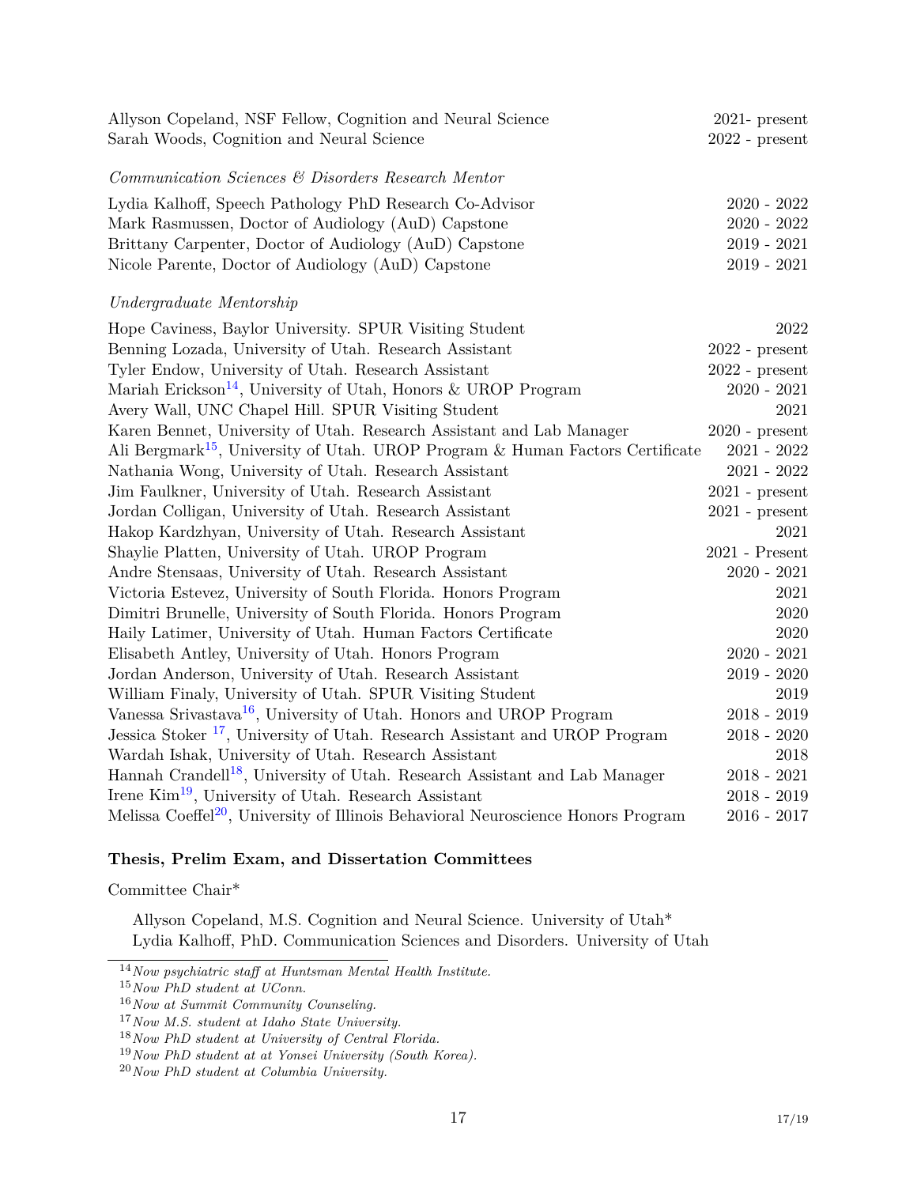Allyson Copeland, NSF Fellow, Cognition and Neural Science 2021- present
Sarah Woods, Cognition and Neural Science 2022 - present

*Communication Sciences & Disorders Research Mentor*

Lydia Kalhoff, Speech Pathology PhD Research Co-Advisor 2020 - 2022
Mark Rasmussen, Doctor of Audiology (AuD) Capstone 2020 - 2022
Brittany Carpenter, Doctor of Audiology (AuD) Capstone 2019 - 2021
Nicole Parente, Doctor of Audiology (AuD) Capstone 2019 - 2021

*Undergraduate Mentorship*

Hope Caviness, Baylor University. SPUR Visiting Student 2022
Benning Lozada, University of Utah. Research Assistant 2022 - present
Tyler Endow, University of Utah. Research Assistant 2022 - present
Mariah Erickson[14], University of Utah, Honors & UROP Program 2020 - 2021
Avery Wall, UNC Chapel Hill. SPUR Visiting Student 2021
Karen Bennet, University of Utah. Research Assistant and Lab Manager 2020 - present
Ali Bergmark[15], University of Utah. UROP Program & Human Factors Certificate 2021 - 2022
Nathania Wong, University of Utah. Research Assistant 2021 - 2022
Jim Faulkner, University of Utah. Research Assistant 2021 - present
Jordan Colligan, University of Utah. Research Assistant 2021 - present
Hakop Kardzhyan, University of Utah. Research Assistant 2021
Shaylie Platten, University of Utah. UROP Program 2021 - Present
Andre Stensaas, University of Utah. Research Assistant 2020 - 2021
Victoria Estevez, University of South Florida. Honors Program 2021
Dimitri Brunelle, University of South Florida. Honors Program 2020
Haily Latimer, University of Utah. Human Factors Certificate 2020
Elisabeth Antley, University of Utah. Honors Program 2020 - 2021
Jordan Anderson, University of Utah. Research Assistant 2019 - 2020
William Finaly, University of Utah. SPUR Visiting Student 2019
Vanessa Srivastava[16], University of Utah. Honors and UROP Program 2018 - 2019
Jessica Stoker [17], University of Utah. Research Assistant and UROP Program 2018 - 2020
Wardah Ishak, University of Utah. Research Assistant 2018
Hannah Crandell[18], University of Utah. Research Assistant and Lab Manager 2018 - 2021
Irene Kim[19], University of Utah. Research Assistant 2018 - 2019
Melissa Coeffel[20], University of Illinois Behavioral Neuroscience Honors Program 2016 - 2017

**Thesis, Prelim Exam, and Dissertation Committees**

Committee Chair*

Allyson Copeland, M.S. Cognition and Neural Science. University of Utah*
Lydia Kalhoff, PhD. Communication Sciences and Disorders. University of Utah

---

[14] *Now psychiatric staff at Huntsman Mental Health Institute.*
[15] *Now PhD student at UConn.*
[16] *Now at Summit Community Counseling.*
[17] *Now M.S. student at Idaho State University.*
[18] *Now PhD student at University of Central Florida.*
[19] *Now PhD student at at Yonsei University (South Korea).*
[20] *Now PhD student at Columbia University.*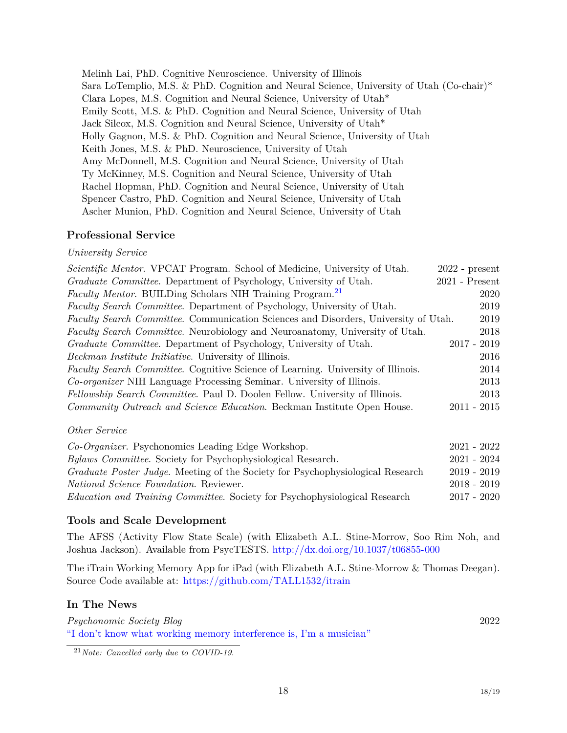Melinh Lai, PhD. Cognitive Neuroscience. University of Illinois
Sara LoTemplio, M.S. & PhD. Cognition and Neural Science, University of Utah (Co-chair)*
Clara Lopes, M.S. Cognition and Neural Science, University of Utah*
Emily Scott, M.S. & PhD. Cognition and Neural Science, University of Utah
Jack Silcox, M.S. Cognition and Neural Science, University of Utah*
Holly Gagnon, M.S. & PhD. Cognition and Neural Science, University of Utah
Keith Jones, M.S. & PhD. Neuroscience, University of Utah
Amy McDonnell, M.S. Cognition and Neural Science, University of Utah
Ty McKinney, M.S. Cognition and Neural Science, University of Utah
Rachel Hopman, PhD. Cognition and Neural Science, University of Utah
Spencer Castro, PhD. Cognition and Neural Science, University of Utah
Ascher Munion, PhD. Cognition and Neural Science, University of Utah

## Professional Service

*University Service*

*Scientific Mentor*. VPCAT Program. School of Medicine, University of Utah. 2022 - present
*Graduate Committee*. Department of Psychology, University of Utah. 2021 - Present
*Faculty Mentor*. BUILDing Scholars NIH Training Program.[21] 2020
*Faculty Search Committee*. Department of Psychology, University of Utah. 2019
*Faculty Search Committee*. Communication Sciences and Disorders, University of Utah. 2019
*Faculty Search Committee*. Neurobiology and Neuroanatomy, University of Utah. 2018
*Graduate Committee*. Department of Psychology, University of Utah. 2017 - 2019
*Beckman Institute Initiative*. University of Illinois. 2016
*Faculty Search Committee*. Cognitive Science of Learning. University of Illinois. 2014
*Co-organizer* NIH Language Processing Seminar. University of Illinois. 2013
*Fellowship Search Committee*. Paul D. Doolen Fellow. University of Illinois. 2013
*Community Outreach and Science Education*. Beckman Institute Open House. 2011 - 2015

*Other Service*

*Co-Organizer*. Psychonomics Leading Edge Workshop. 2021 - 2022
*Bylaws Committee*. Society for Psychophysiological Research. 2021 - 2024
*Graduate Poster Judge*. Meeting of the Society for Psychophysiological Research 2019 - 2019
*National Science Foundation*. Reviewer. 2018 - 2019
*Education and Training Committee*. Society for Psychophysiological Research 2017 - 2020

## Tools and Scale Development

The AFSS (Activity Flow State Scale) (with Elizabeth A.L. Stine-Morrow, Soo Rim Noh, and Joshua Jackson). Available from PsycTESTS. http://dx.doi.org/10.1037/t06855-000

The iTrain Working Memory App for iPad (with Elizabeth A.L. Stine-Morrow & Thomas Deegan). Source Code available at: https://github.com/TALL1532/itrain

## In The News

*Psychonomic Society Blog* 2022
"I don't know what working memory interference is, I'm a musician"

[21] *Note: Cancelled early due to COVID-19.*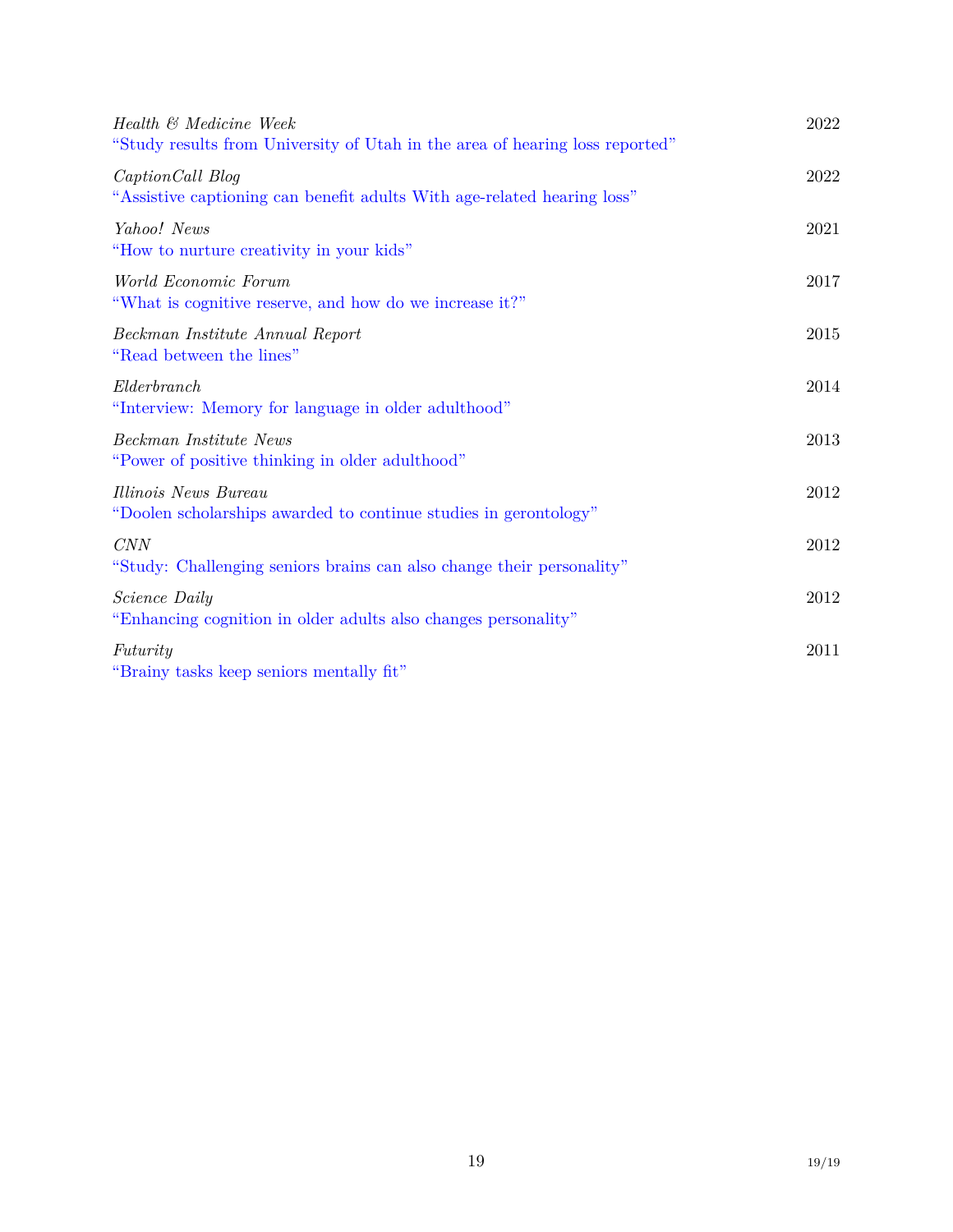*Health & Medicine Week* 2022
"Study results from University of Utah in the area of hearing loss reported"

*CaptionCall Blog* 2022
"Assistive captioning can benefit adults With age-related hearing loss"

*Yahoo! News* 2021
"How to nurture creativity in your kids"

*World Economic Forum* 2017
"What is cognitive reserve, and how do we increase it?"

*Beckman Institute Annual Report* 2015
"Read between the lines"

*Elderbranch* 2014
"Interview: Memory for language in older adulthood"

*Beckman Institute News* 2013
"Power of positive thinking in older adulthood"

*Illinois News Bureau* 2012
"Doolen scholarships awarded to continue studies in gerontology"

*CNN* 2012
"Study: Challenging seniors brains can also change their personality"

*Science Daily* 2012
"Enhancing cognition in older adults also changes personality"

*Futurity* 2011
"Brainy tasks keep seniors mentally fit"